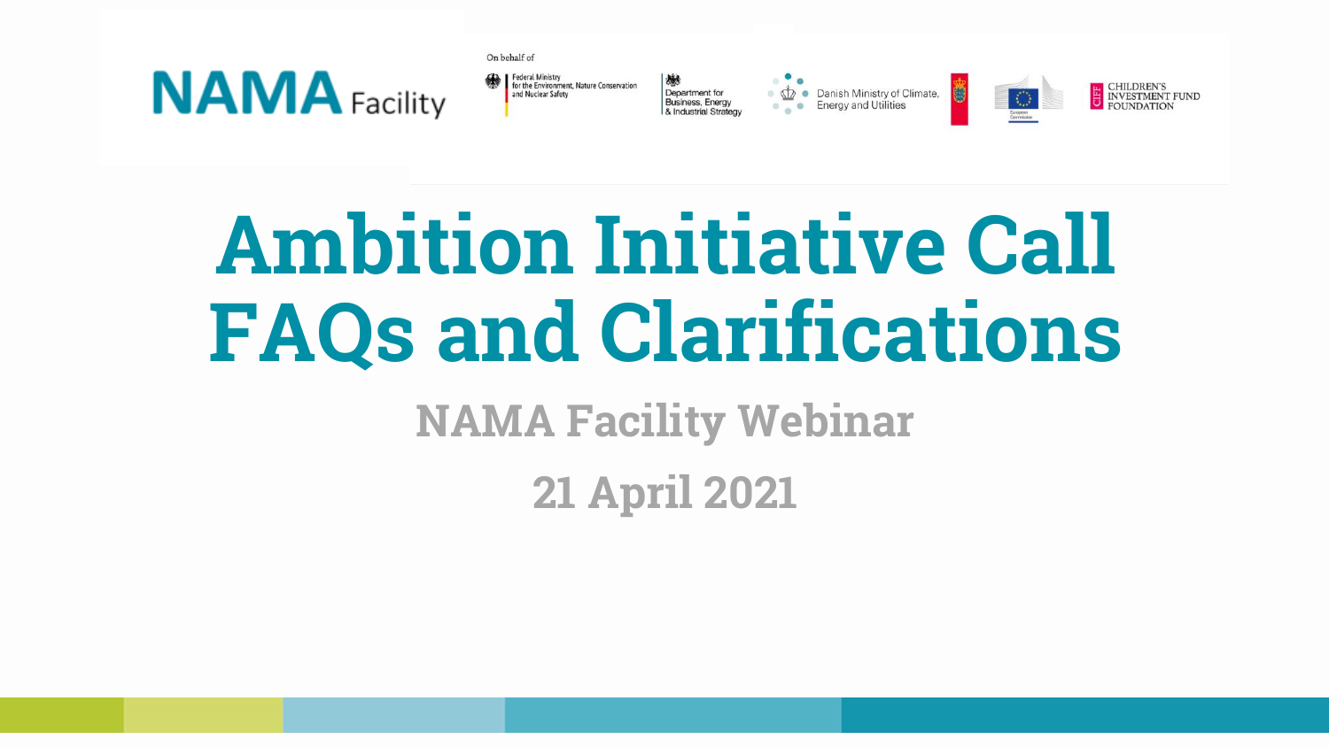NAMA Facility

On behalf of

Federal Ministry for the Environment, Nature Conservation and Nuclear Safety

Department for Business, Energy & Industrial Strategy

Danish Ministry of Climate, Energy and Utilities

European Commission

CHILDREN'S INVESTMENT FUND FOUNDATION

# Ambition Initiative Call FAQs and Clarifications

## NAMA Facility Webinar

## 21 April 2021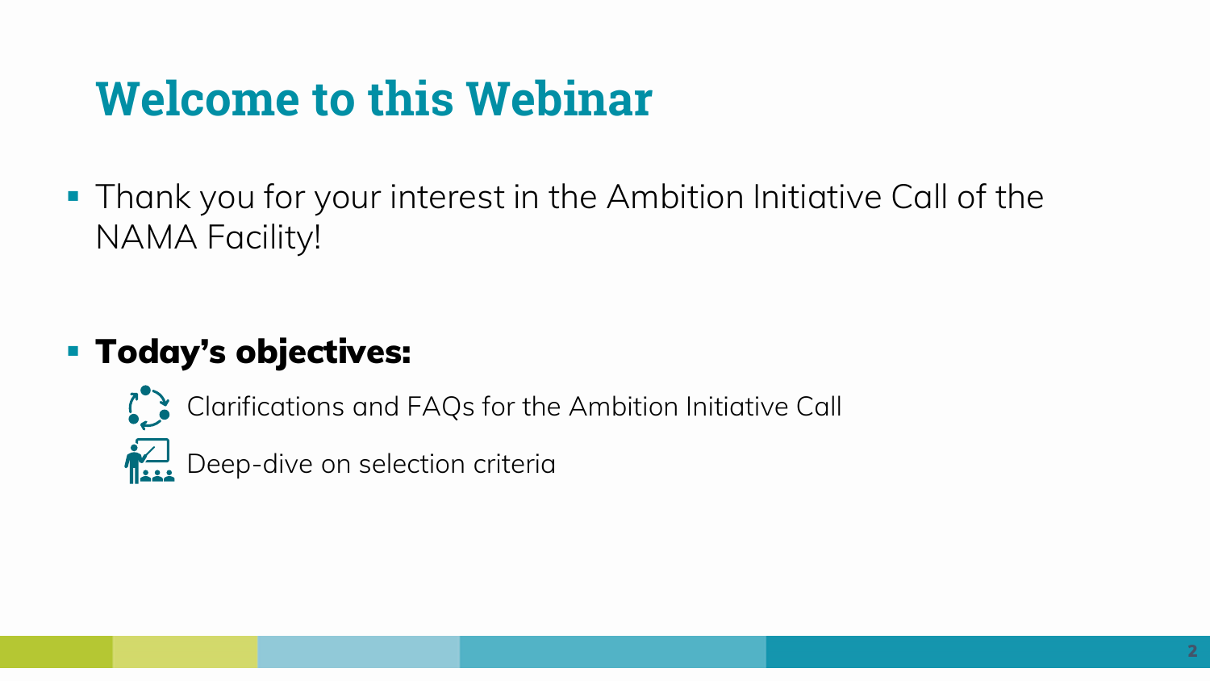# Welcome to this Webinar

- Thank you for your interest in the Ambition Initiative Call of the NAMA Facility!

- **Today's objectives:**
  - Clarifications and FAQs for the Ambition Initiative Call
  - Deep-dive on selection criteria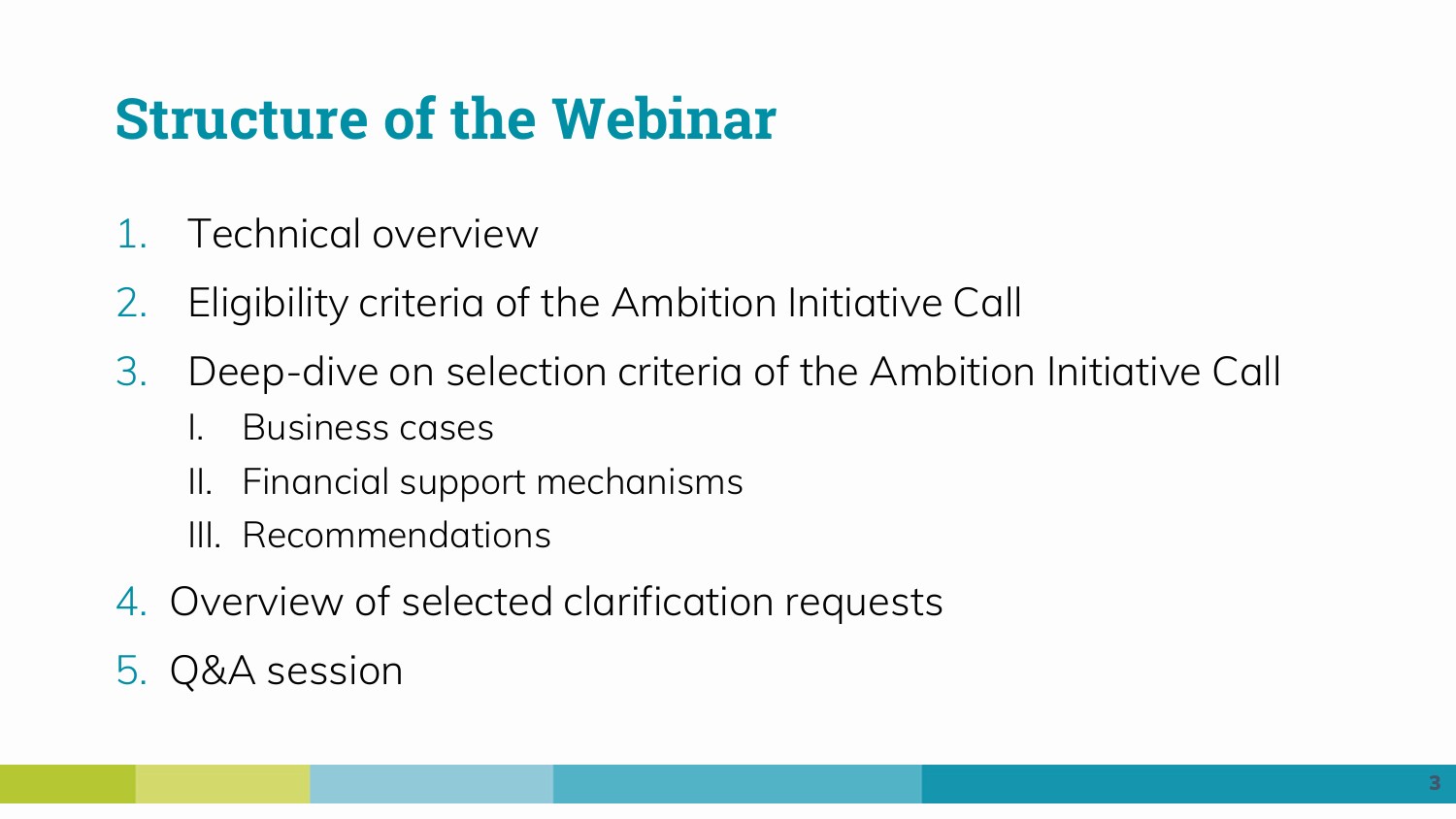# Structure of the Webinar

1. Technical overview
2. Eligibility criteria of the Ambition Initiative Call
3. Deep-dive on selection criteria of the Ambition Initiative Call
   I. Business cases
   II. Financial support mechanisms
   III. Recommendations
4. Overview of selected clarification requests
5. Q&A session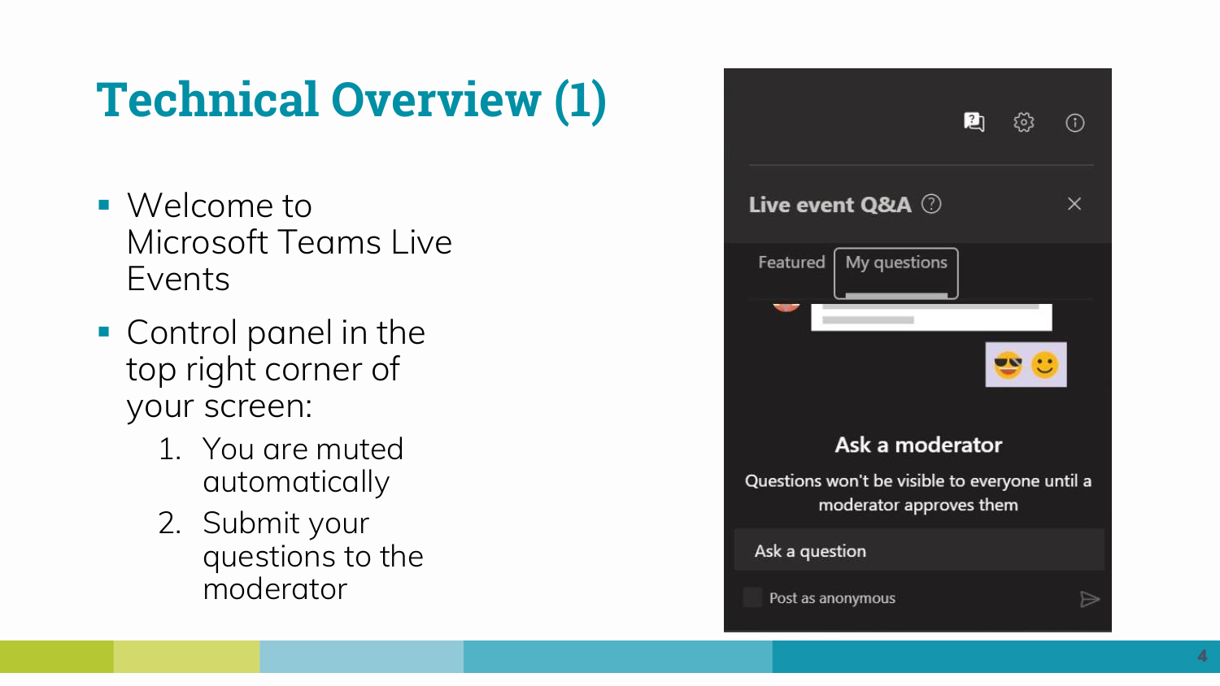# Technical Overview (1)

- Welcome to Microsoft Teams Live Events
- Control panel in the top right corner of your screen:
    1. You are muted automatically
    2. Submit your questions to the moderator

Live event Q&A

Featured | My questions

Ask a moderator

Questions won't be visible to everyone until a moderator approves them

Ask a question

Post as anonymous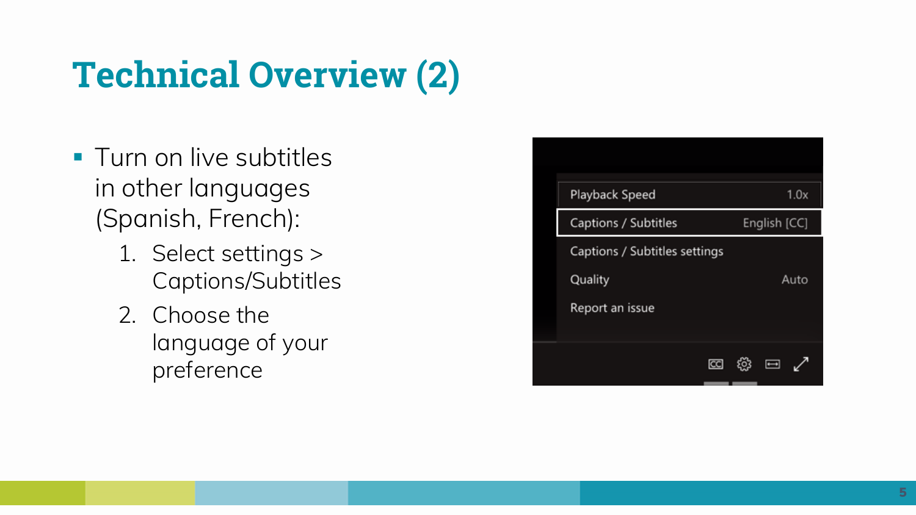# Technical Overview (2)

- Turn on live subtitles in other languages (Spanish, French):
  1. Select settings > Captions/Subtitles
  2. Choose the language of your preference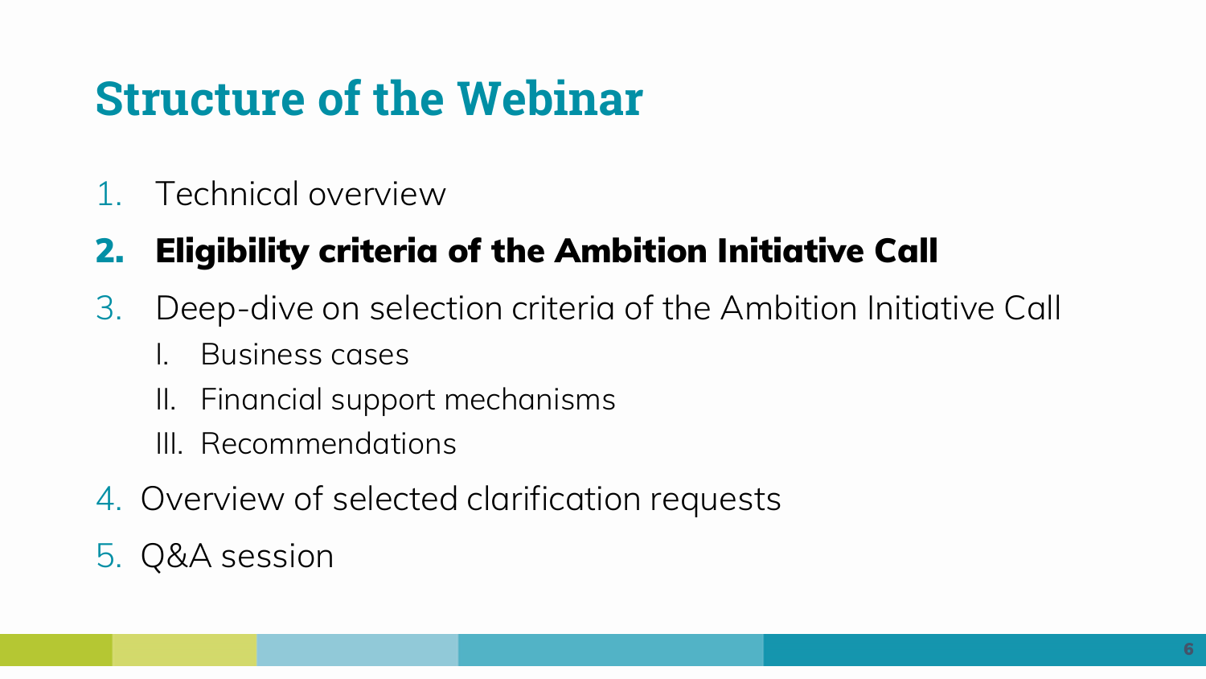# Structure of the Webinar

1. Technical overview
2. **Eligibility criteria of the Ambition Initiative Call**
3. Deep-dive on selection criteria of the Ambition Initiative Call
   1. Business cases
   2. Financial support mechanisms
   3. Recommendations
4. Overview of selected clarification requests
5. Q&A session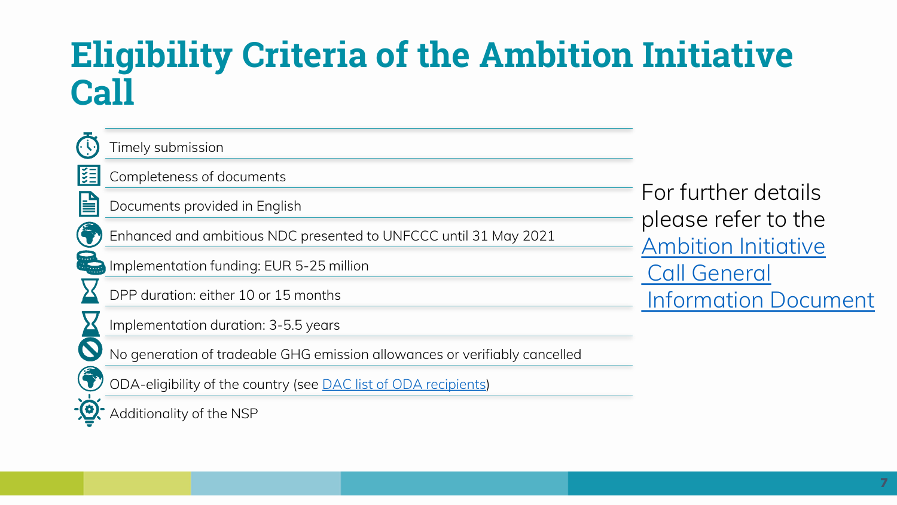# Eligibility Criteria of the Ambition Initiative Call

- Timely submission
- Completeness of documents
- Documents provided in English
- Enhanced and ambitious NDC presented to UNFCCC until 31 May 2021
- Implementation funding: EUR 5-25 million
- DPP duration: either 10 or 15 months
- Implementation duration: 3-5.5 years
- No generation of tradeable GHG emission allowances or verifiably cancelled
- ODA-eligibility of the country (see [DAC list of ODA recipients])
- Additionality of the NSP

For further details please refer to the [Ambition Initiative Call General Information Document]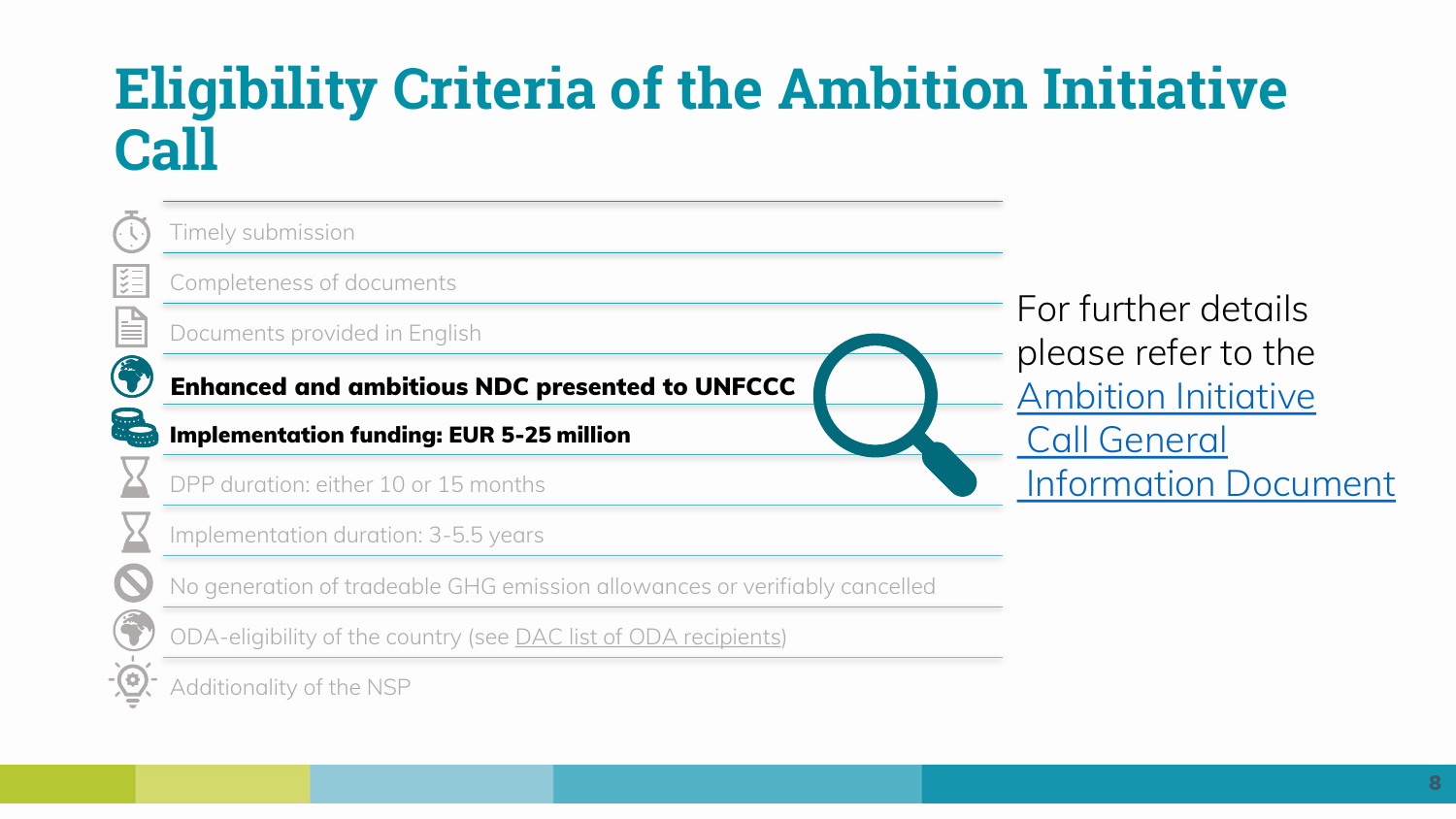# Eligibility Criteria of the Ambition Initiative Call

- Timely submission
- Completeness of documents
- Documents provided in English
- **Enhanced and ambitious NDC presented to UNFCCC**
- **Implementation funding: EUR 5-25 million**
- DPP duration: either 10 or 15 months
- Implementation duration: 3-5.5 years
- No generation of tradeable GHG emission allowances or verifiably cancelled
- ODA-eligibility of the country (see DAC list of ODA recipients)
- Additionality of the NSP

For further details please refer to the Ambition Initiative Call General Information Document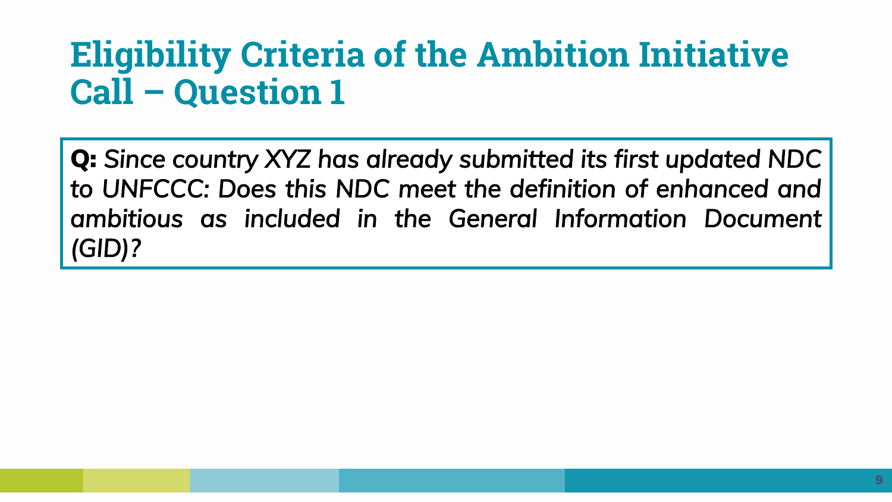# Eligibility Criteria of the Ambition Initiative Call – Question 1

**Q:** *Since country XYZ has already submitted its first updated NDC to UNFCCC: Does this NDC meet the definition of enhanced and ambitious as included in the General Information Document (GID)?*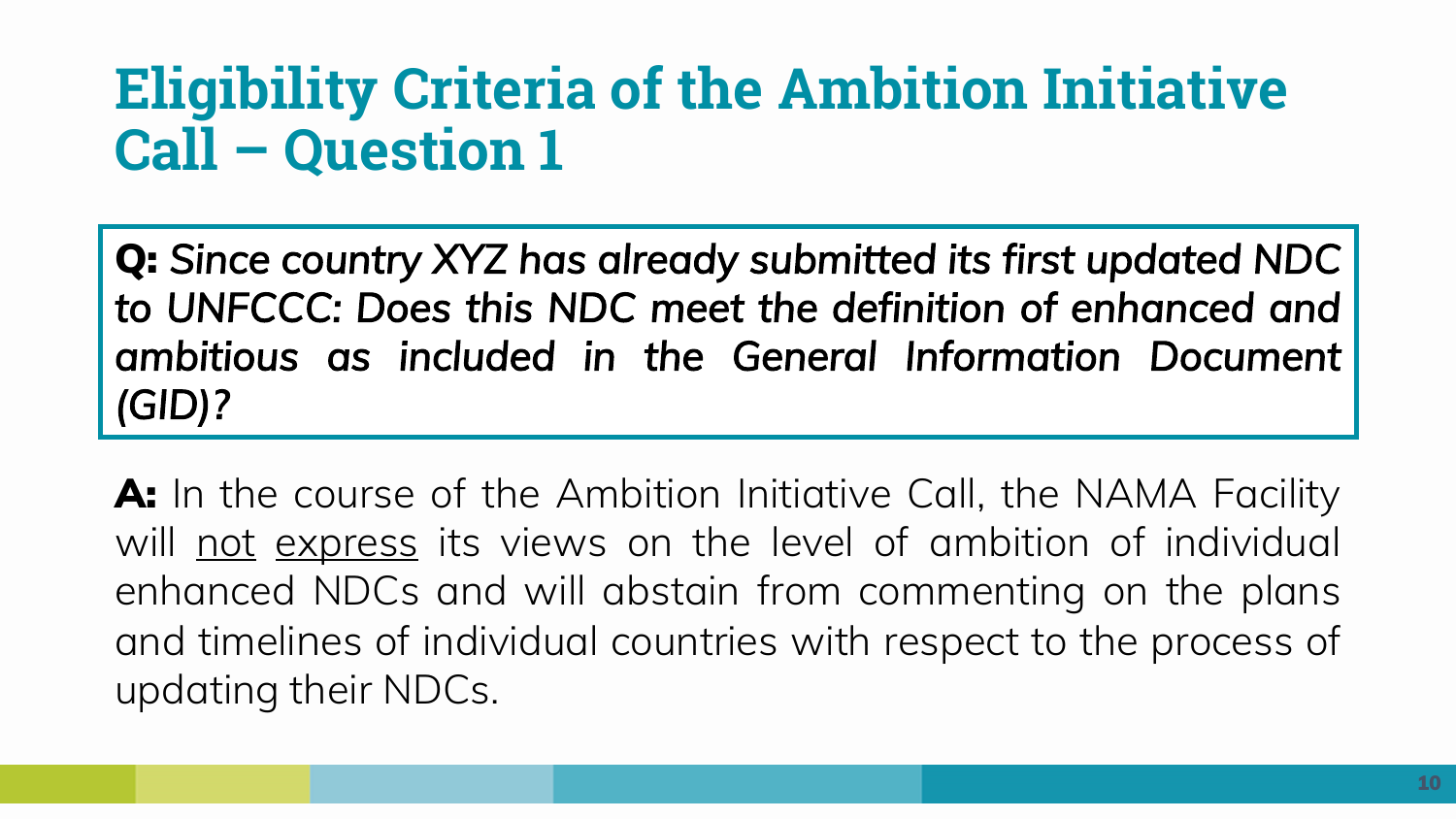# Eligibility Criteria of the Ambition Initiative Call – Question 1

**Q:** *Since country XYZ has already submitted its first updated NDC to UNFCCC: Does this NDC meet the definition of enhanced and ambitious as included in the General Information Document (GID)?*

**A:** In the course of the Ambition Initiative Call, the NAMA Facility will <u>not</u> <u>express</u> its views on the level of ambition of individual enhanced NDCs and will abstain from commenting on the plans and timelines of individual countries with respect to the process of updating their NDCs.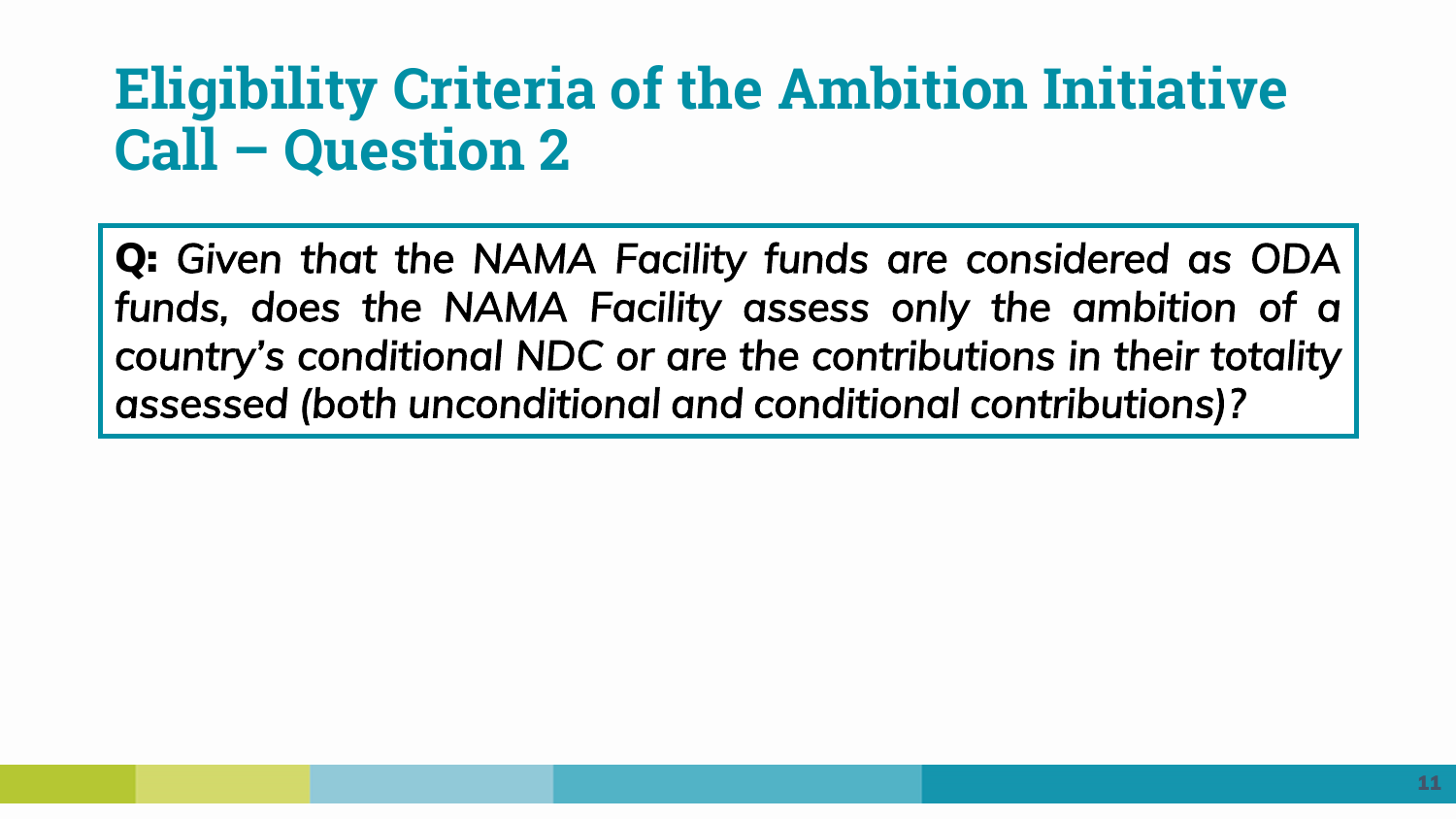# Eligibility Criteria of the Ambition Initiative Call – Question 2

**Q:** *Given that the NAMA Facility funds are considered as ODA funds, does the NAMA Facility assess only the ambition of a country's conditional NDC or are the contributions in their totality assessed (both unconditional and conditional contributions)?*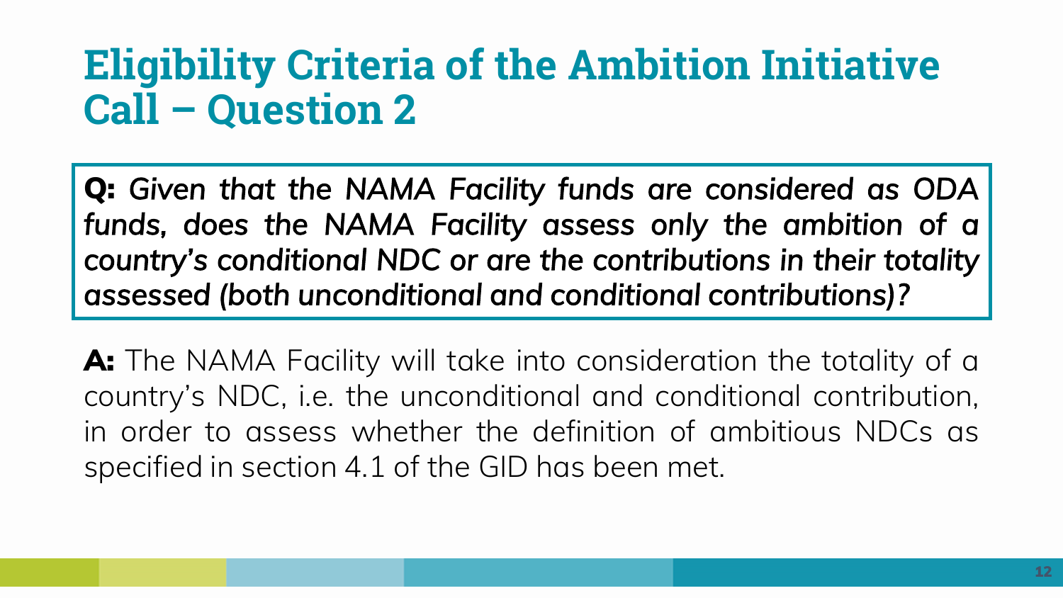# Eligibility Criteria of the Ambition Initiative Call – Question 2

**Q:** *Given that the NAMA Facility funds are considered as ODA funds, does the NAMA Facility assess only the ambition of a country's conditional NDC or are the contributions in their totality assessed (both unconditional and conditional contributions)?*

**A:** The NAMA Facility will take into consideration the totality of a country's NDC, i.e. the unconditional and conditional contribution, in order to assess whether the definition of ambitious NDCs as specified in section 4.1 of the GID has been met.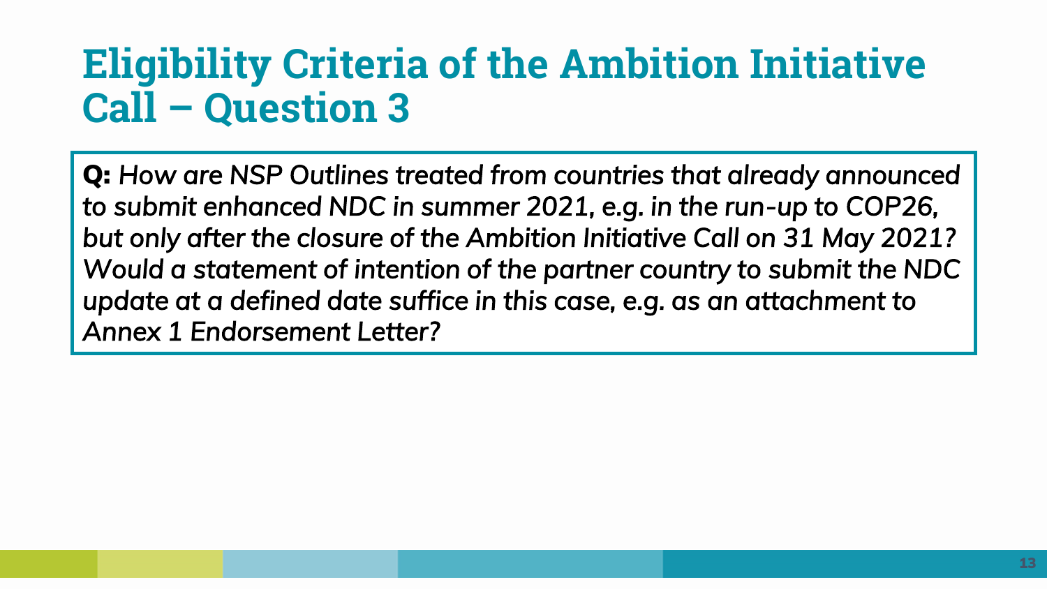# Eligibility Criteria of the Ambition Initiative Call – Question 3

**Q:** *How are NSP Outlines treated from countries that already announced to submit enhanced NDC in summer 2021, e.g. in the run-up to COP26, but only after the closure of the Ambition Initiative Call on 31 May 2021? Would a statement of intention of the partner country to submit the NDC update at a defined date suffice in this case, e.g. as an attachment to Annex 1 Endorsement Letter?*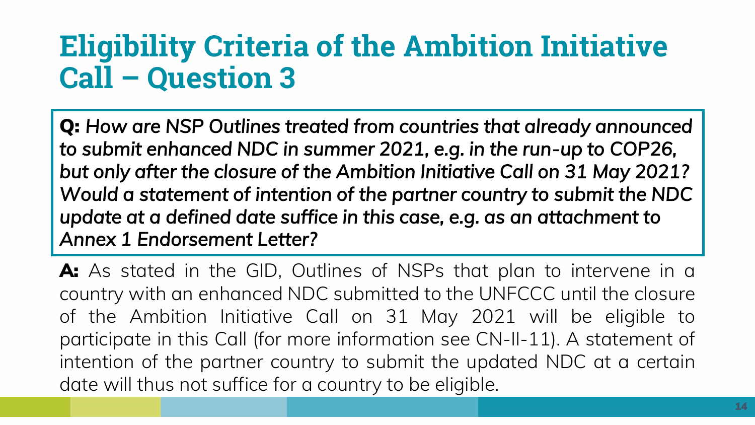# Eligibility Criteria of the Ambition Initiative Call – Question 3

**Q:** *How are NSP Outlines treated from countries that already announced to submit enhanced NDC in summer 2021, e.g. in the run-up to COP26, but only after the closure of the Ambition Initiative Call on 31 May 2021? Would a statement of intention of the partner country to submit the NDC update at a defined date suffice in this case, e.g. as an attachment to Annex 1 Endorsement Letter?*

**A:** As stated in the GID, Outlines of NSPs that plan to intervene in a country with an enhanced NDC submitted to the UNFCCC until the closure of the Ambition Initiative Call on 31 May 2021 will be eligible to participate in this Call (for more information see CN-II-11). A statement of intention of the partner country to submit the updated NDC at a certain date will thus not suffice for a country to be eligible.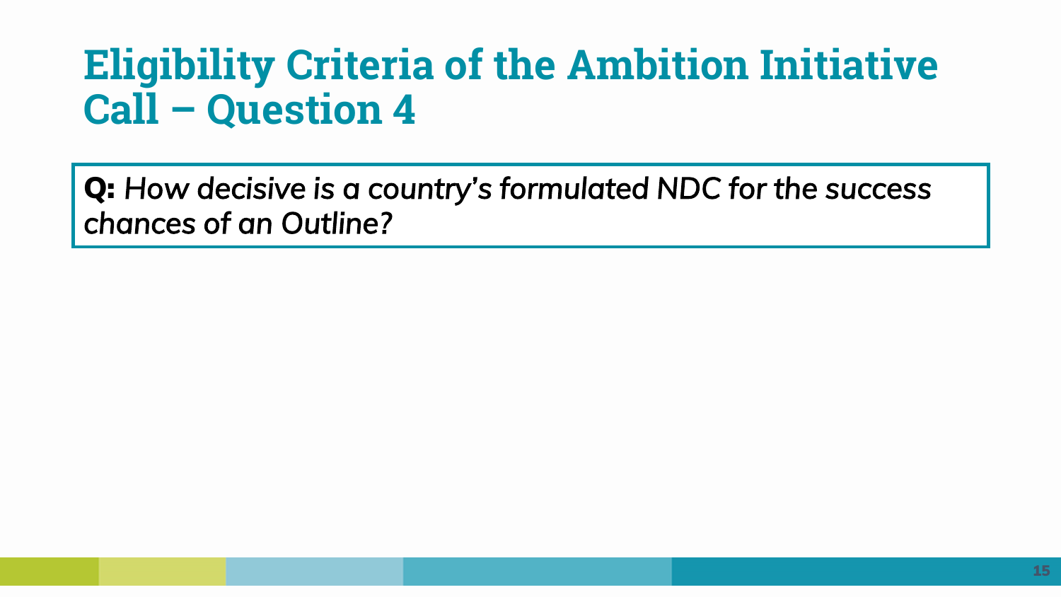# Eligibility Criteria of the Ambition Initiative Call – Question 4

**Q:** *How decisive is a country's formulated NDC for the success chances of an Outline?*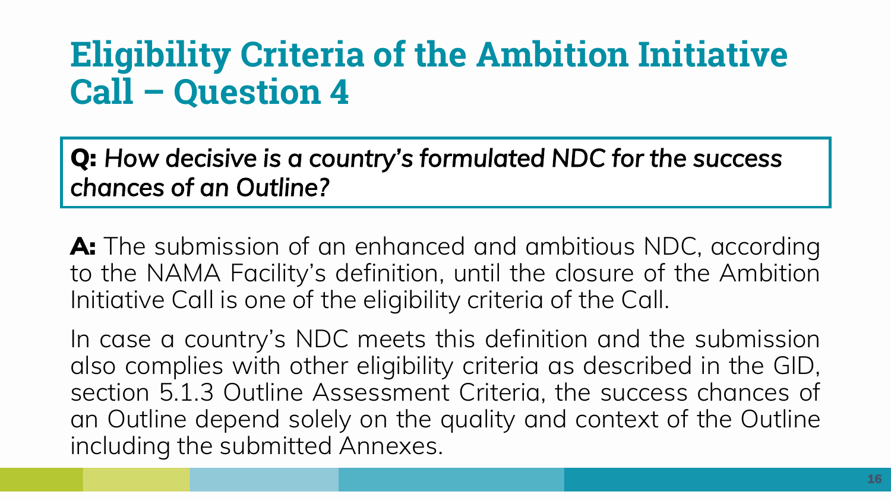# Eligibility Criteria of the Ambition Initiative Call – Question 4

**Q:** *How decisive is a country's formulated NDC for the success chances of an Outline?*

**A:** The submission of an enhanced and ambitious NDC, according to the NAMA Facility's definition, until the closure of the Ambition Initiative Call is one of the eligibility criteria of the Call.

In case a country's NDC meets this definition and the submission also complies with other eligibility criteria as described in the GID, section 5.1.3 Outline Assessment Criteria, the success chances of an Outline depend solely on the quality and context of the Outline including the submitted Annexes.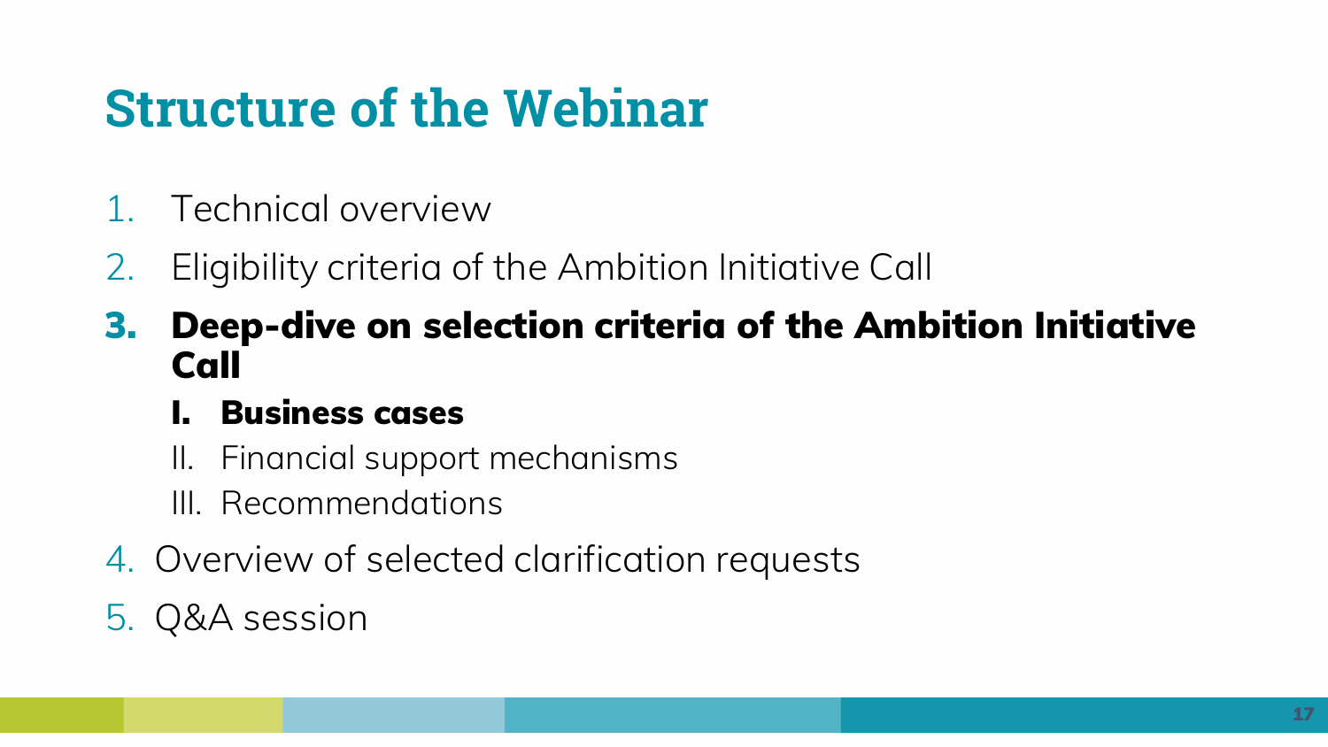# Structure of the Webinar

1. Technical overview
2. Eligibility criteria of the Ambition Initiative Call
3. **Deep-dive on selection criteria of the Ambition Initiative Call**
   1. **Business cases**
   2. Financial support mechanisms
   3. Recommendations
4. Overview of selected clarification requests
5. Q&A session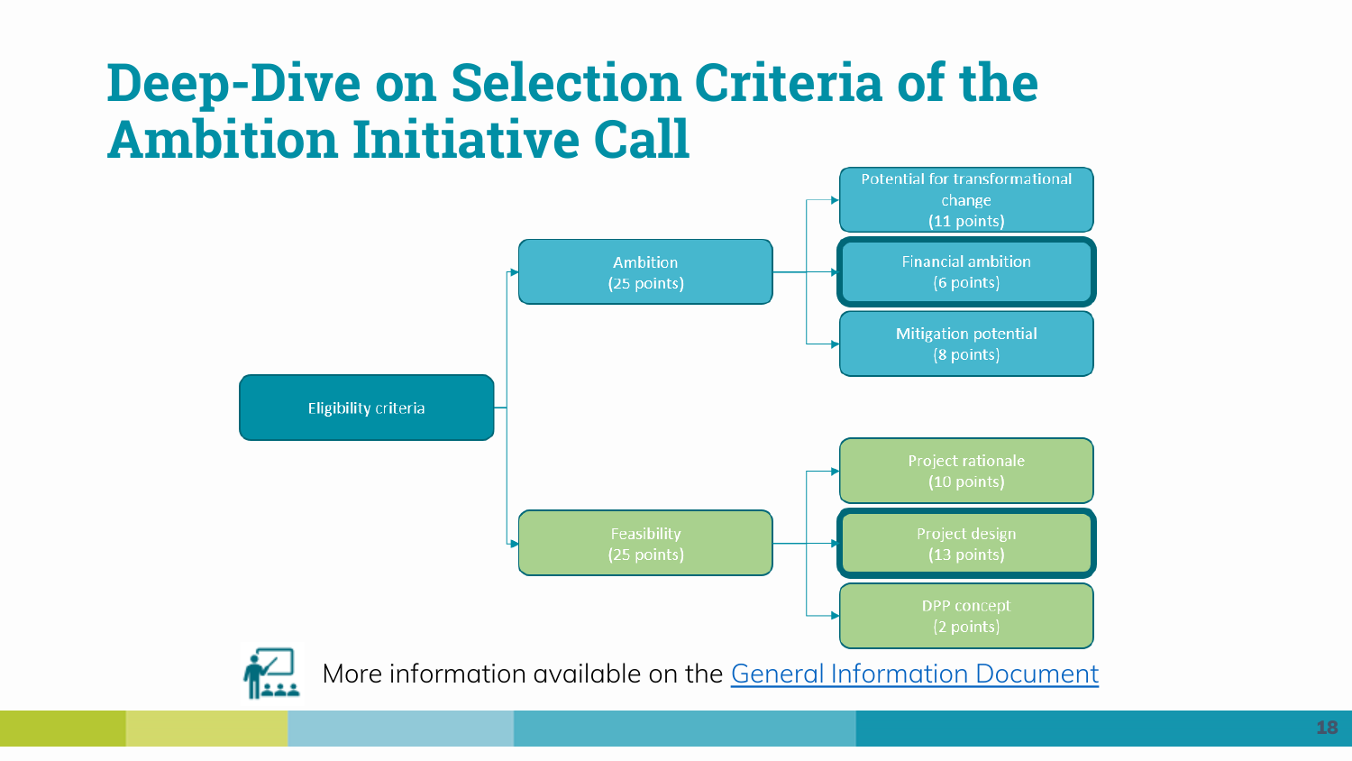# Deep-Dive on Selection Criteria of the Ambition Initiative Call

- Eligibility criteria
  - Ambition (25 points)
    - Potential for transformational change (11 points)
    - Financial ambition (6 points)
    - Mitigation potential (8 points)
  - Feasibility (25 points)
    - Project rationale (10 points)
    - Project design (13 points)
    - DPP concept (2 points)

More information available on the [General Information Document]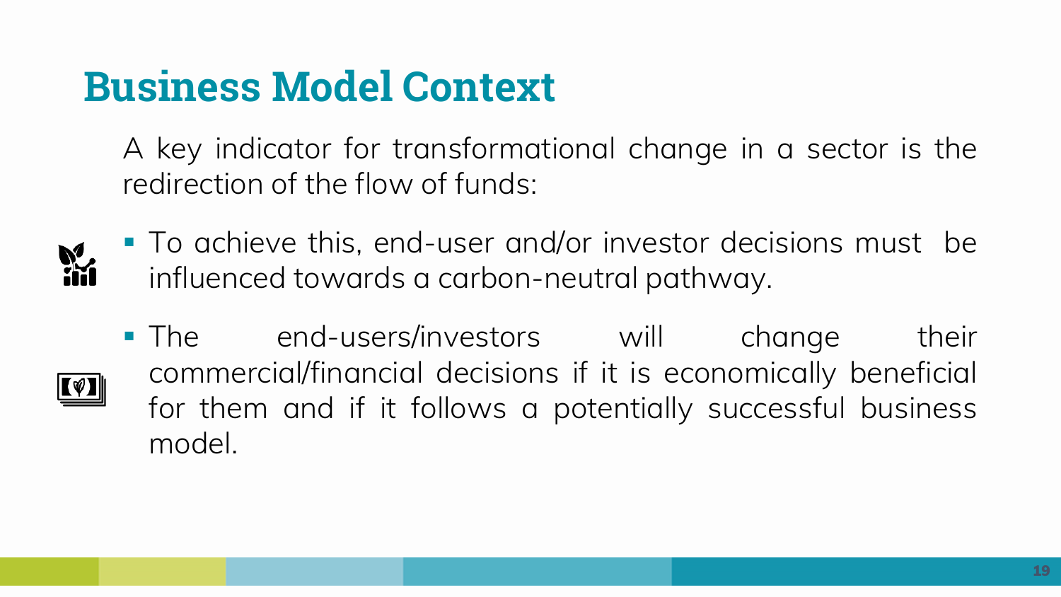# Business Model Context

A key indicator for transformational change in a sector is the redirection of the flow of funds:

- To achieve this, end-user and/or investor decisions must be influenced towards a carbon-neutral pathway.
- The end-users/investors will change their commercial/financial decisions if it is economically beneficial for them and if it follows a potentially successful business model.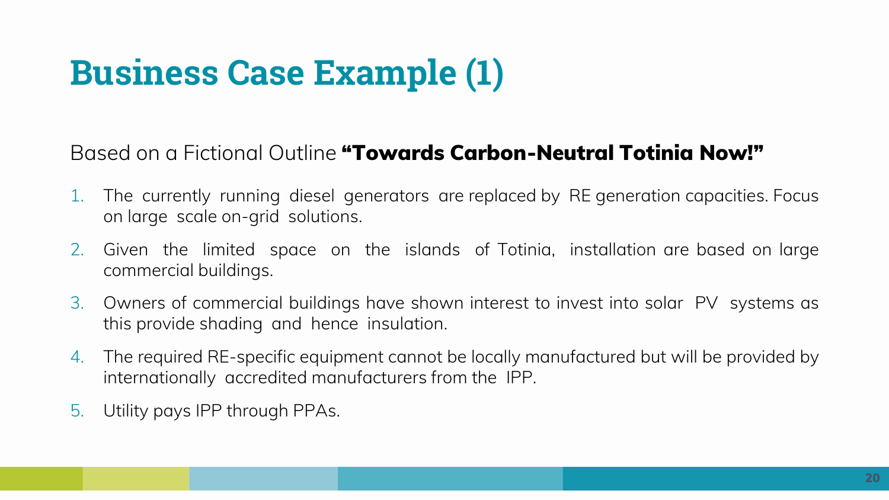# Business Case Example (1)

Based on a Fictional Outline **“Towards Carbon-Neutral Totinia Now!”**

1. The currently running diesel generators are replaced by RE generation capacities. Focus on large scale on-grid solutions.
2. Given the limited space on the islands of Totinia, installation are based on large commercial buildings.
3. Owners of commercial buildings have shown interest to invest into solar PV systems as this provide shading and hence insulation.
4. The required RE-specific equipment cannot be locally manufactured but will be provided by internationally accredited manufacturers from the IPP.
5. Utility pays IPP through PPAs.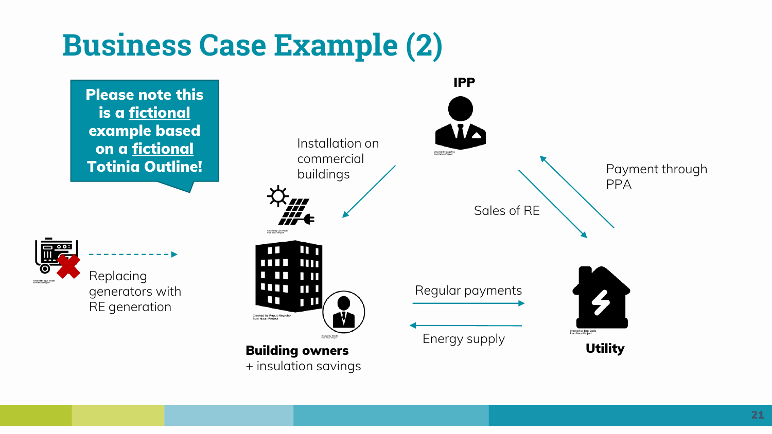# Business Case Example (2)

**Please note this is a fictional example based on a fictional Totinia Outline!**

IPP

Installation on commercial buildings

Payment through PPA

Sales of RE

Replacing generators with RE generation

Regular payments

Energy supply

**Building owners**
+ insulation savings

**Utility**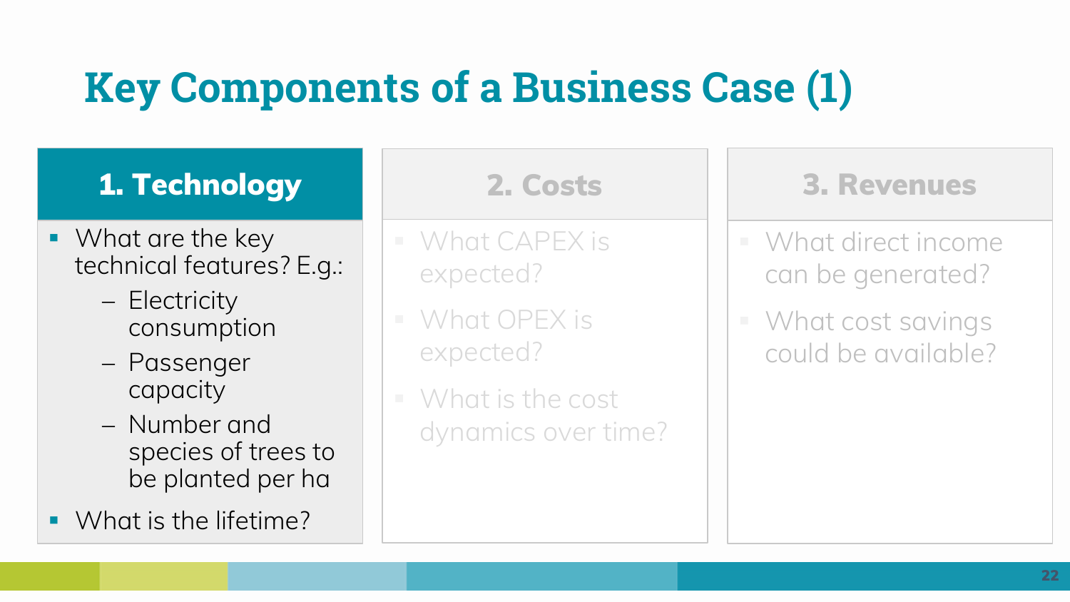# Key Components of a Business Case (1)

## 1. Technology

- What are the key technical features? E.g.:
  - Electricity consumption
  - Passenger capacity
  - Number and species of trees to be planted per ha
- What is the lifetime?

## 2. Costs

- What CAPEX is expected?
- What OPEX is expected?
- What is the cost dynamics over time?

## 3. Revenues

- What direct income can be generated?
- What cost savings could be available?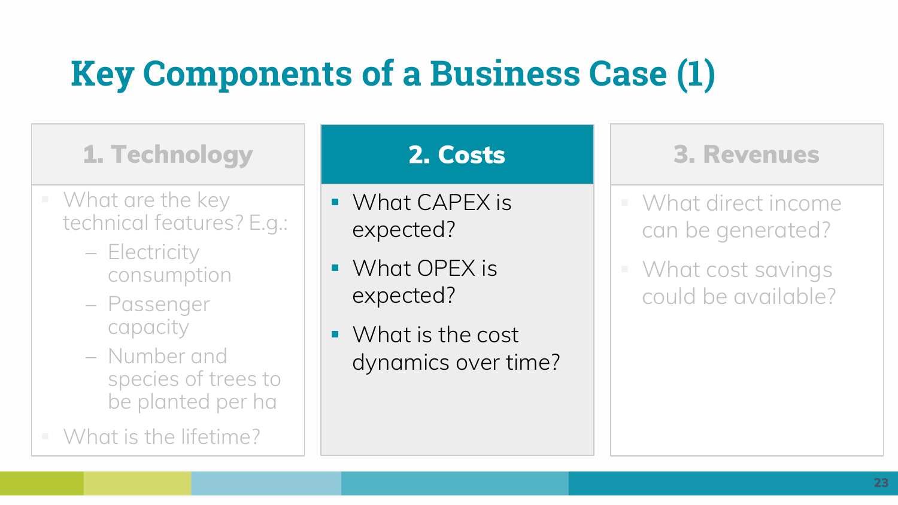# Key Components of a Business Case (1)

## 1. Technology

- What are the key technical features? E.g.:
  - Electricity consumption
  - Passenger capacity
  - Number and species of trees to be planted per ha
- What is the lifetime?

## 2. Costs

- What CAPEX is expected?
- What OPEX is expected?
- What is the cost dynamics over time?

## 3. Revenues

- What direct income can be generated?
- What cost savings could be available?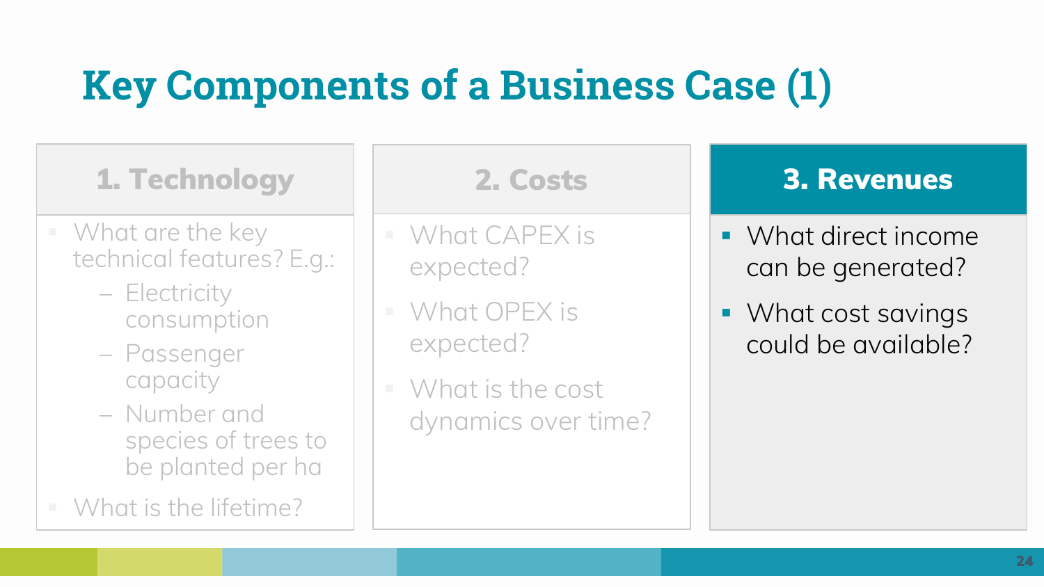# Key Components of a Business Case (1)

## 1. Technology

- What are the key technical features? E.g.:
  - Electricity consumption
  - Passenger capacity
  - Number and species of trees to be planted per ha
- What is the lifetime?

## 2. Costs

- What CAPEX is expected?
- What OPEX is expected?
- What is the cost dynamics over time?

## 3. Revenues

- What direct income can be generated?
- What cost savings could be available?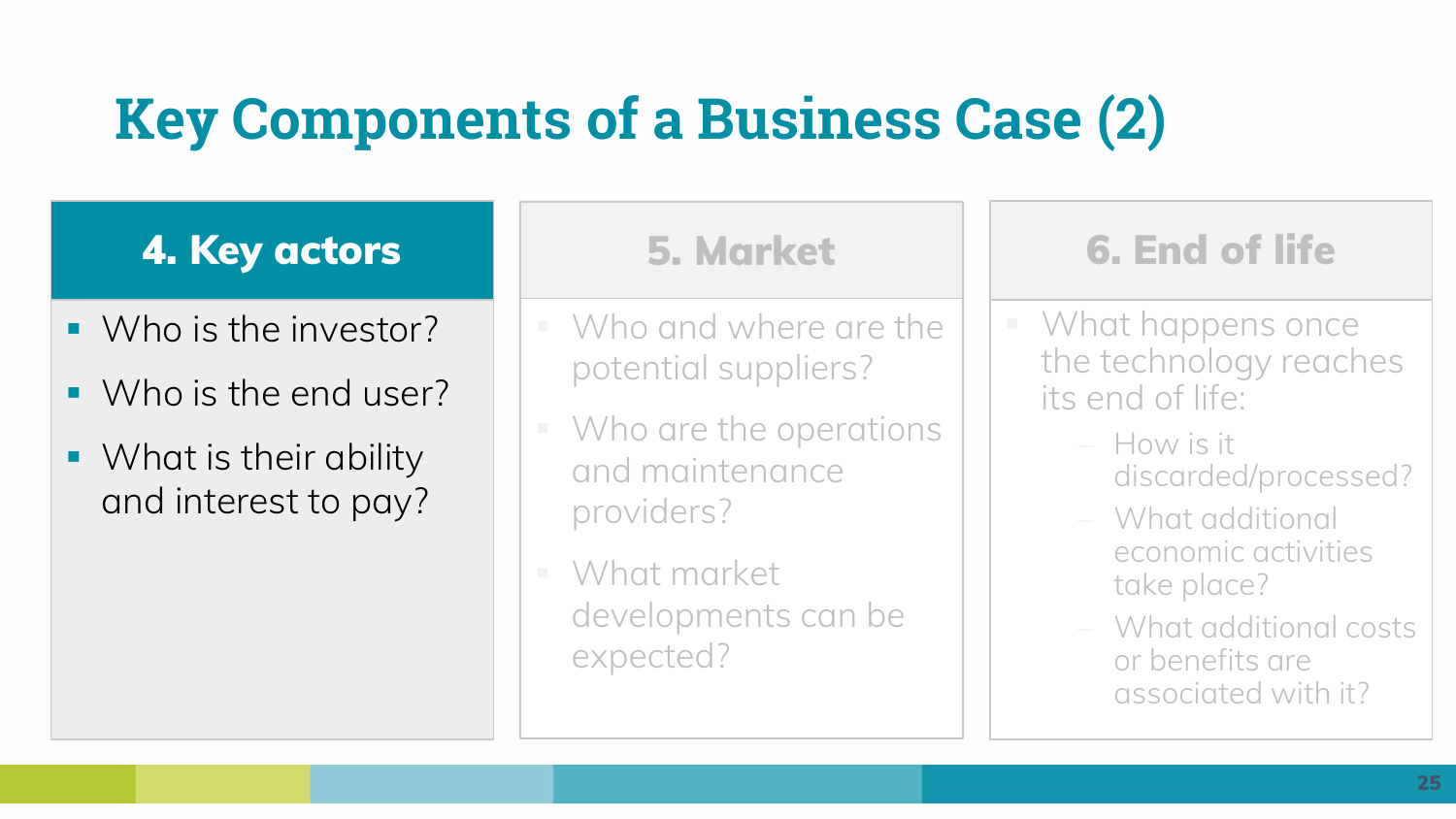# Key Components of a Business Case (2)

## 4. Key actors

- Who is the investor?
- Who is the end user?
- What is their ability and interest to pay?

## 5. Market

- Who and where are the potential suppliers?
- Who are the operations and maintenance providers?
- What market developments can be expected?

## 6. End of life

- What happens once the technology reaches its end of life:
  - How is it discarded/processed?
  - What additional economic activities take place?
  - What additional costs or benefits are associated with it?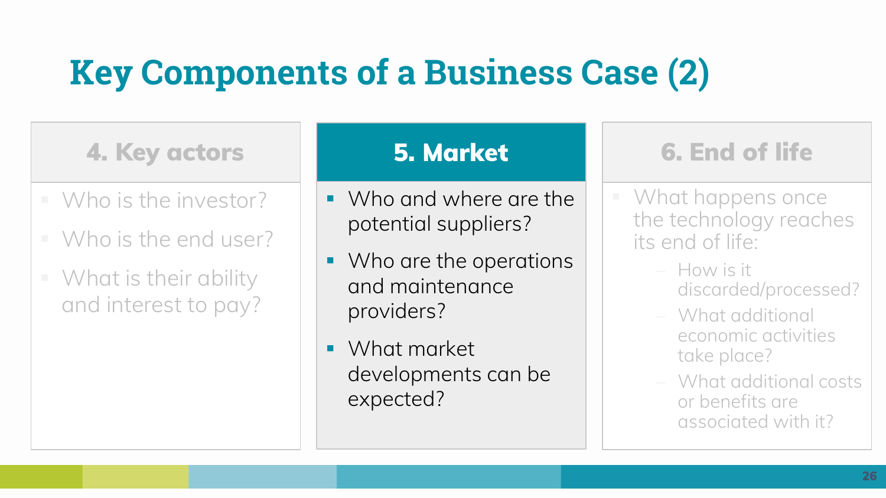# Key Components of a Business Case (2)

## 4. Key actors

- Who is the investor?
- Who is the end user?
- What is their ability and interest to pay?

## 5. Market

- Who and where are the potential suppliers?
- Who are the operations and maintenance providers?
- What market developments can be expected?

## 6. End of life

- What happens once the technology reaches its end of life:
  - How is it discarded/processed?
  - What additional economic activities take place?
  - What additional costs or benefits are associated with it?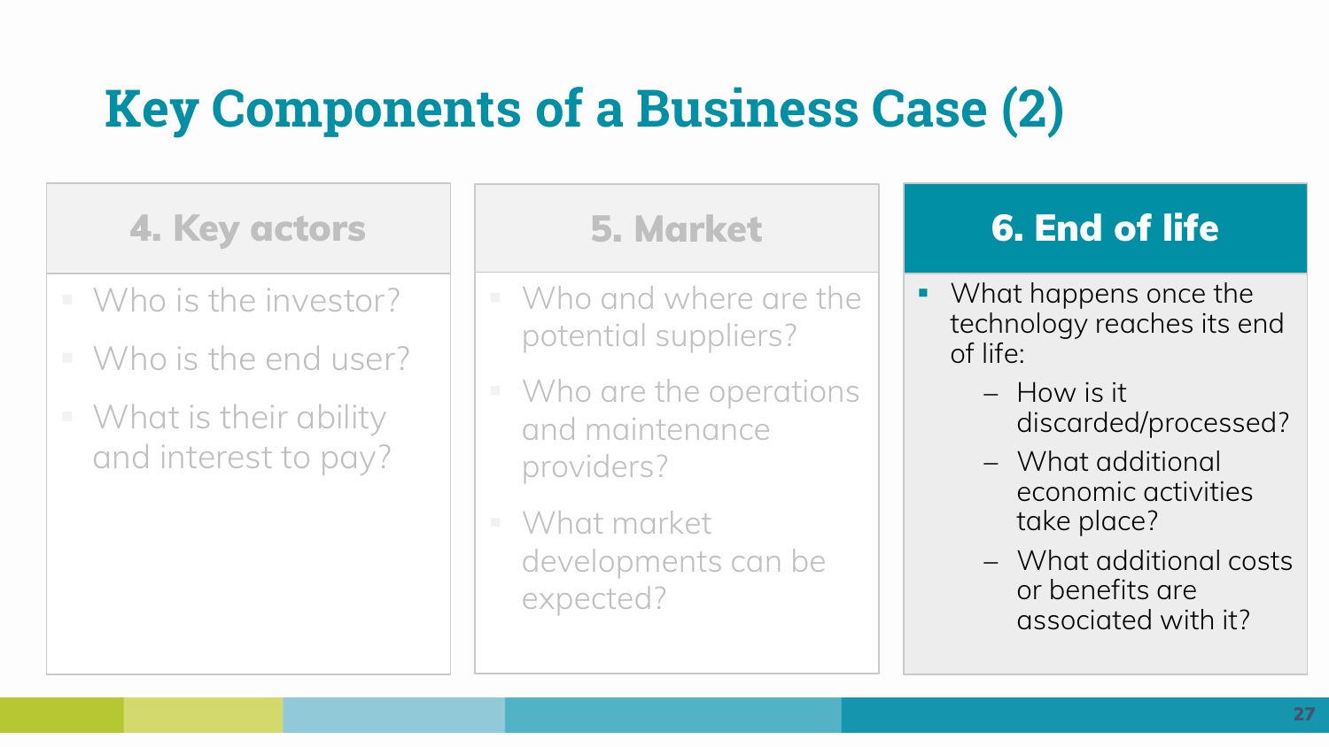# Key Components of a Business Case (2)

## 4. Key actors

- Who is the investor?
- Who is the end user?
- What is their ability and interest to pay?

## 5. Market

- Who and where are the potential suppliers?
- Who are the operations and maintenance providers?
- What market developments can be expected?

## 6. End of life

- What happens once the technology reaches its end of life:
  - How is it discarded/processed?
  - What additional economic activities take place?
  - What additional costs or benefits are associated with it?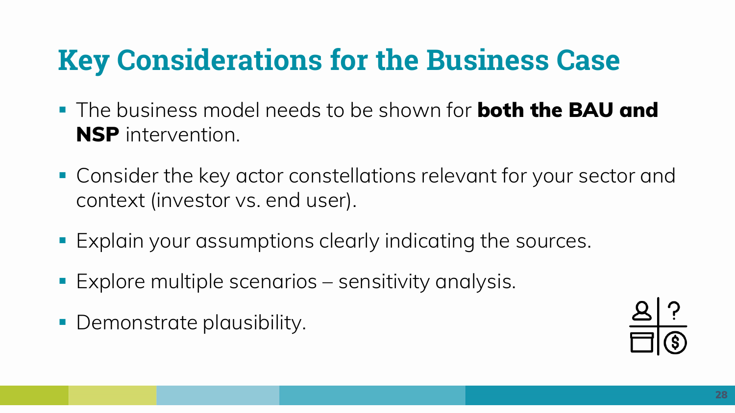# Key Considerations for the Business Case

- The business model needs to be shown for **both the BAU and NSP** intervention.
- Consider the key actor constellations relevant for your sector and context (investor vs. end user).
- Explain your assumptions clearly indicating the sources.
- Explore multiple scenarios – sensitivity analysis.
- Demonstrate plausibility.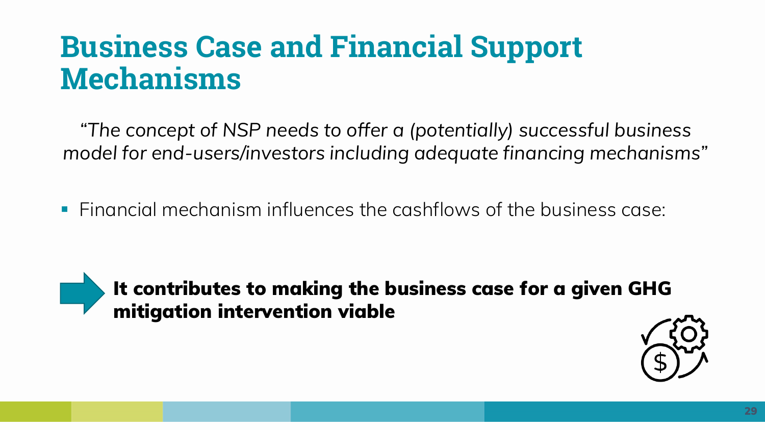# Business Case and Financial Support Mechanisms

*"The concept of NSP needs to offer a (potentially) successful business model for end-users/investors including adequate financing mechanisms"*

- Financial mechanism influences the cashflows of the business case:

**It contributes to making the business case for a given GHG mitigation intervention viable**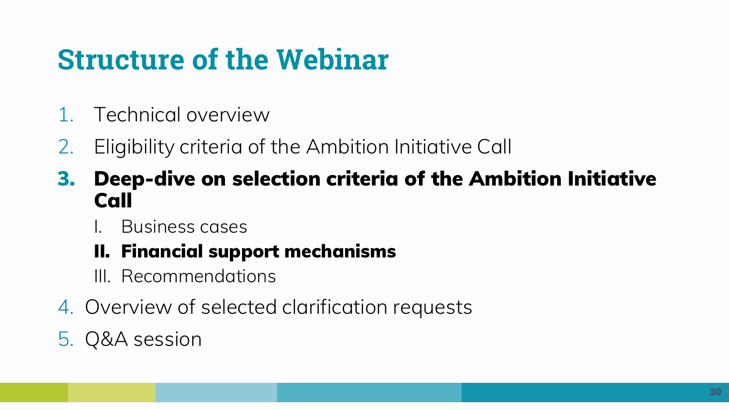# Structure of the Webinar

1. Technical overview
2. Eligibility criteria of the Ambition Initiative Call
3. **Deep-dive on selection criteria of the Ambition Initiative Call**
   I. Business cases
   **II. Financial support mechanisms**
   III. Recommendations
4. Overview of selected clarification requests
5. Q&A session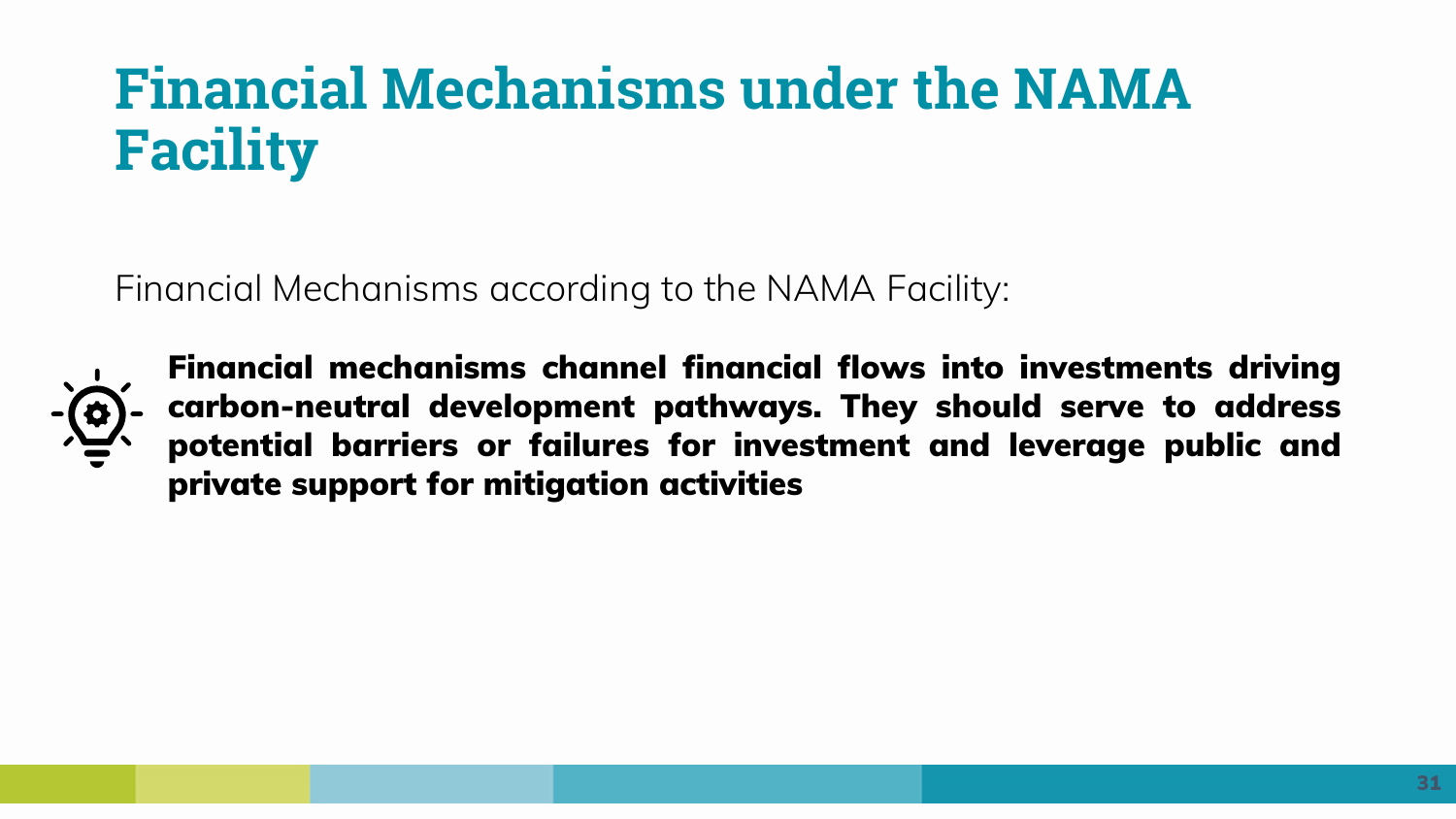# Financial Mechanisms under the NAMA Facility

Financial Mechanisms according to the NAMA Facility:

**Financial mechanisms channel financial flows into investments driving carbon-neutral development pathways. They should serve to address potential barriers or failures for investment and leverage public and private support for mitigation activities**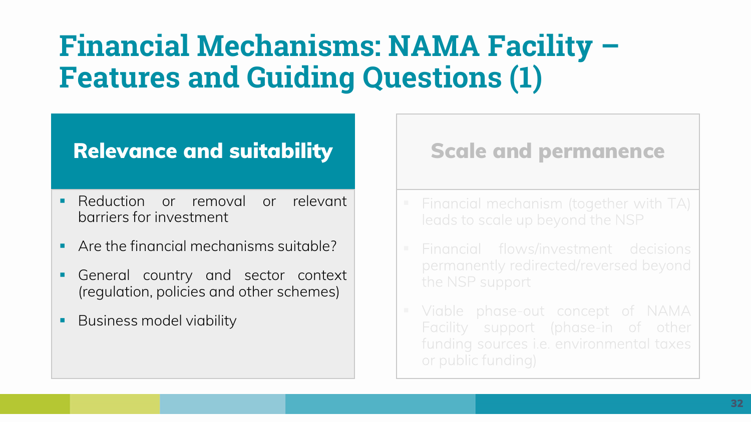# Financial Mechanisms: NAMA Facility – Features and Guiding Questions (1)

## Relevance and suitability

- Reduction or removal or relevant barriers for investment
- Are the financial mechanisms suitable?
- General country and sector context (regulation, policies and other schemes)
- Business model viability

## Scale and permanence

- Financial mechanism (together with TA) leads to scale up beyond the NSP
- Financial flows/investment decisions permanently redirected/reversed beyond the NSP support
- Viable phase-out concept of NAMA Facility support (phase-in of other funding sources i.e. environmental taxes or public funding)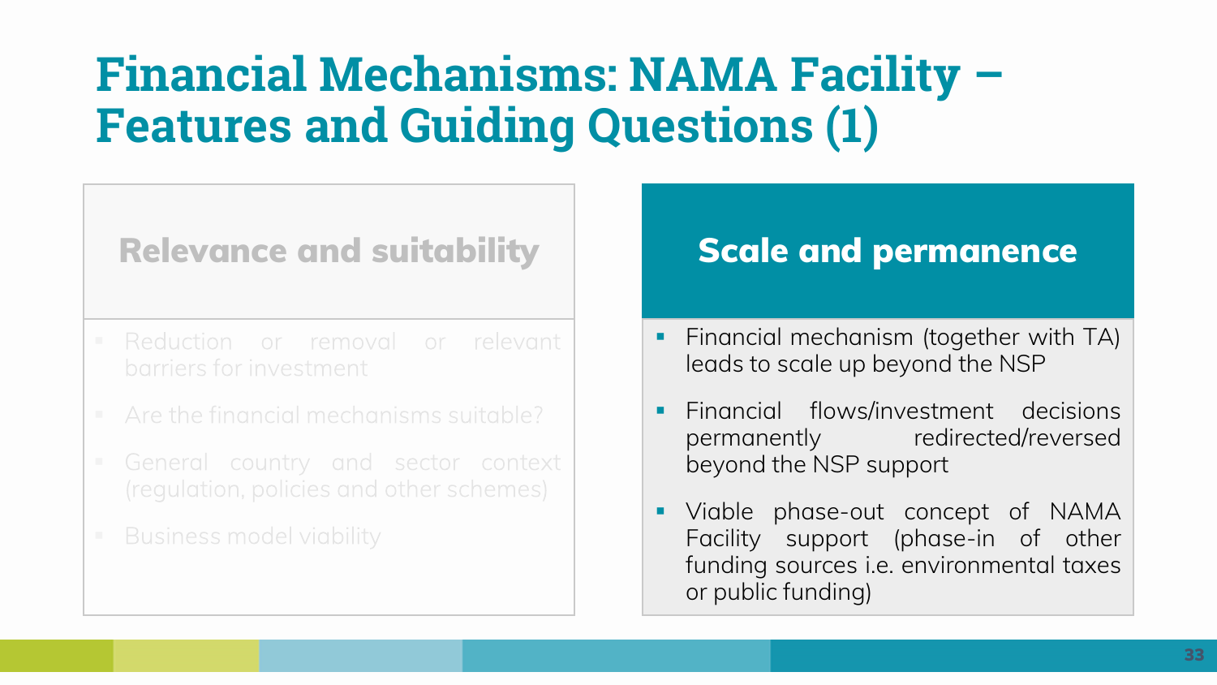# Financial Mechanisms: NAMA Facility – Features and Guiding Questions (1)

## Relevance and suitability

- Reduction or removal or relevant barriers for investment
- Are the financial mechanisms suitable?
- General country and sector context (regulation, policies and other schemes)
- Business model viability

## Scale and permanence

- Financial mechanism (together with TA) leads to scale up beyond the NSP
- Financial flows/investment decisions permanently redirected/reversed beyond the NSP support
- Viable phase-out concept of NAMA Facility support (phase-in of other funding sources i.e. environmental taxes or public funding)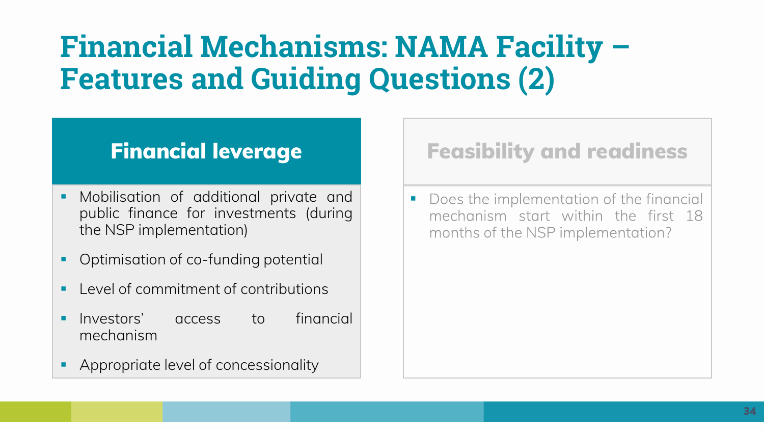# Financial Mechanisms: NAMA Facility – Features and Guiding Questions (2)

## Financial leverage

- Mobilisation of additional private and public finance for investments (during the NSP implementation)
- Optimisation of co-funding potential
- Level of commitment of contributions
- Investors' access to financial mechanism
- Appropriate level of concessionality

## Feasibility and readiness

- Does the implementation of the financial mechanism start within the first 18 months of the NSP implementation?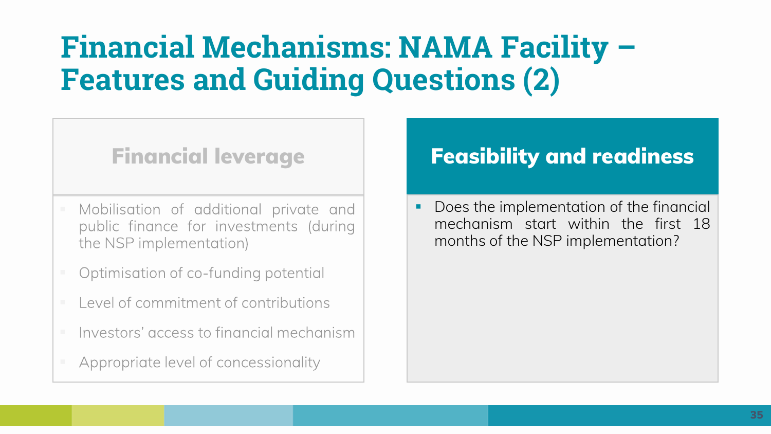# Financial Mechanisms: NAMA Facility – Features and Guiding Questions (2)

## Financial leverage

- Mobilisation of additional private and public finance for investments (during the NSP implementation)
- Optimisation of co-funding potential
- Level of commitment of contributions
- Investors' access to financial mechanism
- Appropriate level of concessionality

## Feasibility and readiness

- Does the implementation of the financial mechanism start within the first 18 months of the NSP implementation?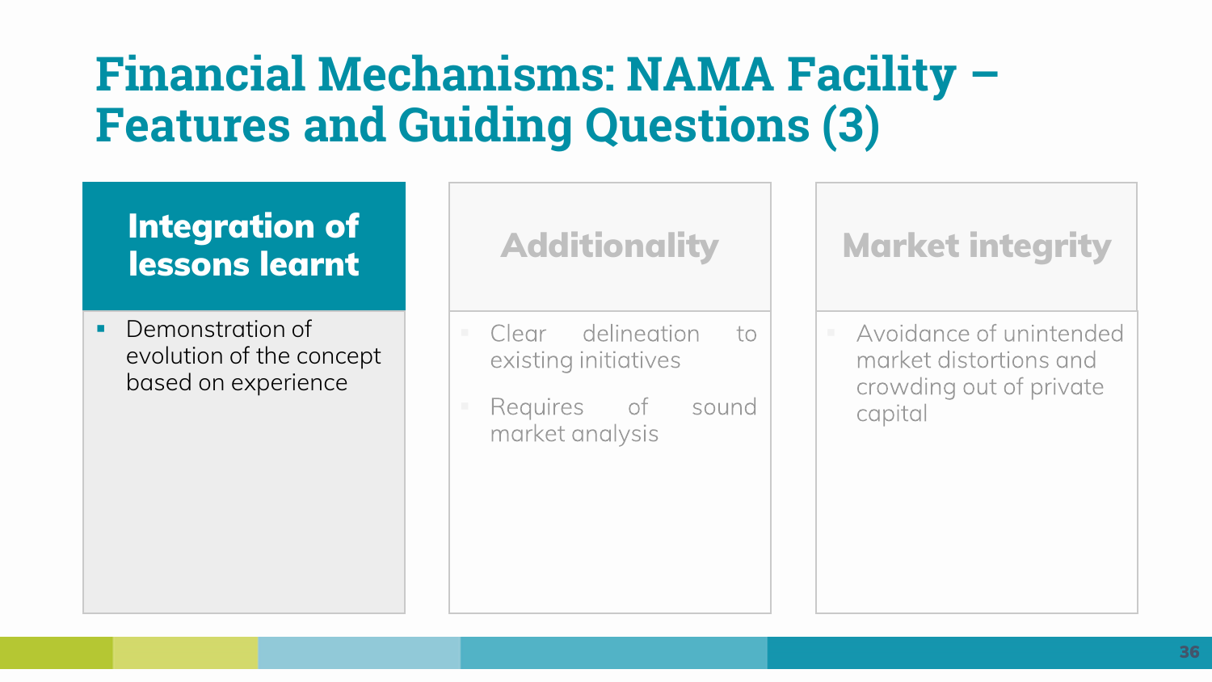# Financial Mechanisms: NAMA Facility – Features and Guiding Questions (3)

## Integration of lessons learnt

- Demonstration of evolution of the concept based on experience

## Additionality

- Clear delineation to existing initiatives
- Requires of sound market analysis

## Market integrity

- Avoidance of unintended market distortions and crowding out of private capital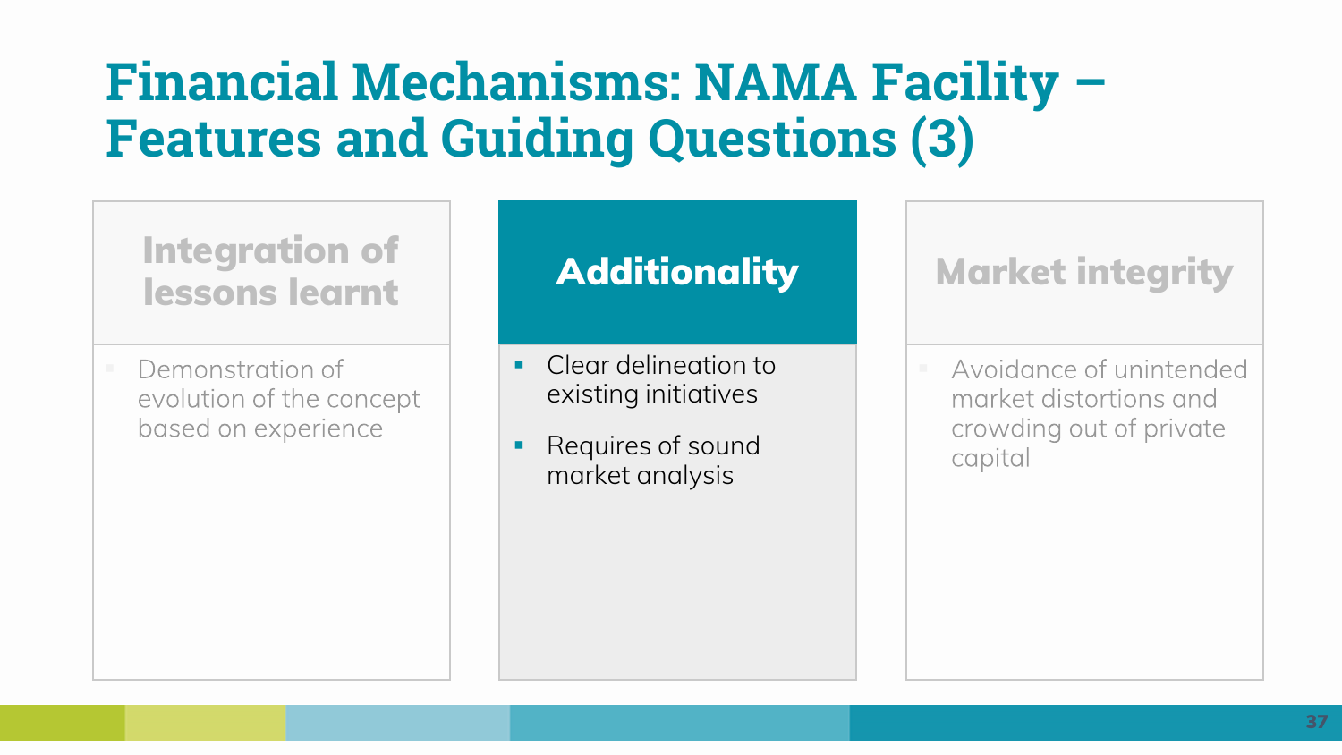# Financial Mechanisms: NAMA Facility – Features and Guiding Questions (3)

## Integration of lessons learnt

- Demonstration of evolution of the concept based on experience

## Additionality

- Clear delineation to existing initiatives
- Requires of sound market analysis

## Market integrity

- Avoidance of unintended market distortions and crowding out of private capital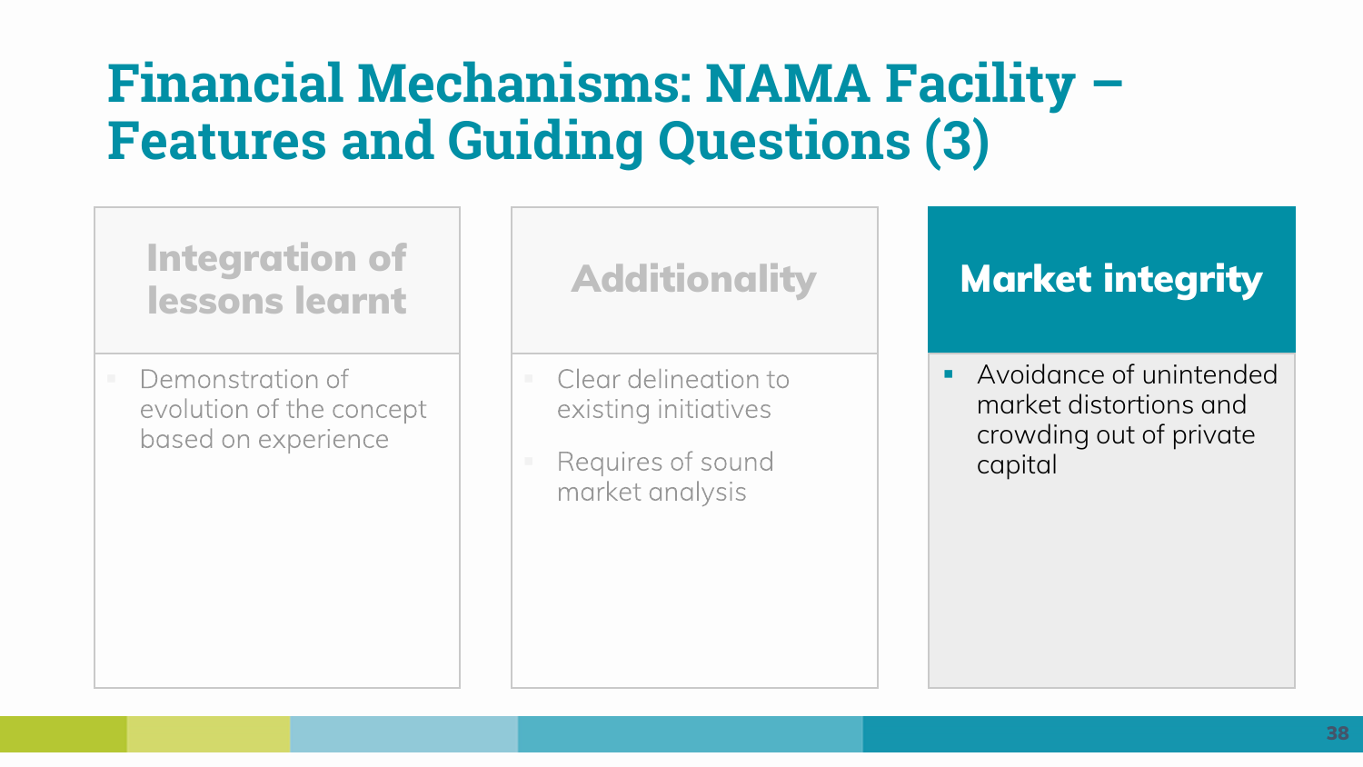# Financial Mechanisms: NAMA Facility – Features and Guiding Questions (3)

### Integration of lessons learnt

- Demonstration of evolution of the concept based on experience

### Additionality

- Clear delineation to existing initiatives
- Requires of sound market analysis

### Market integrity

- Avoidance of unintended market distortions and crowding out of private capital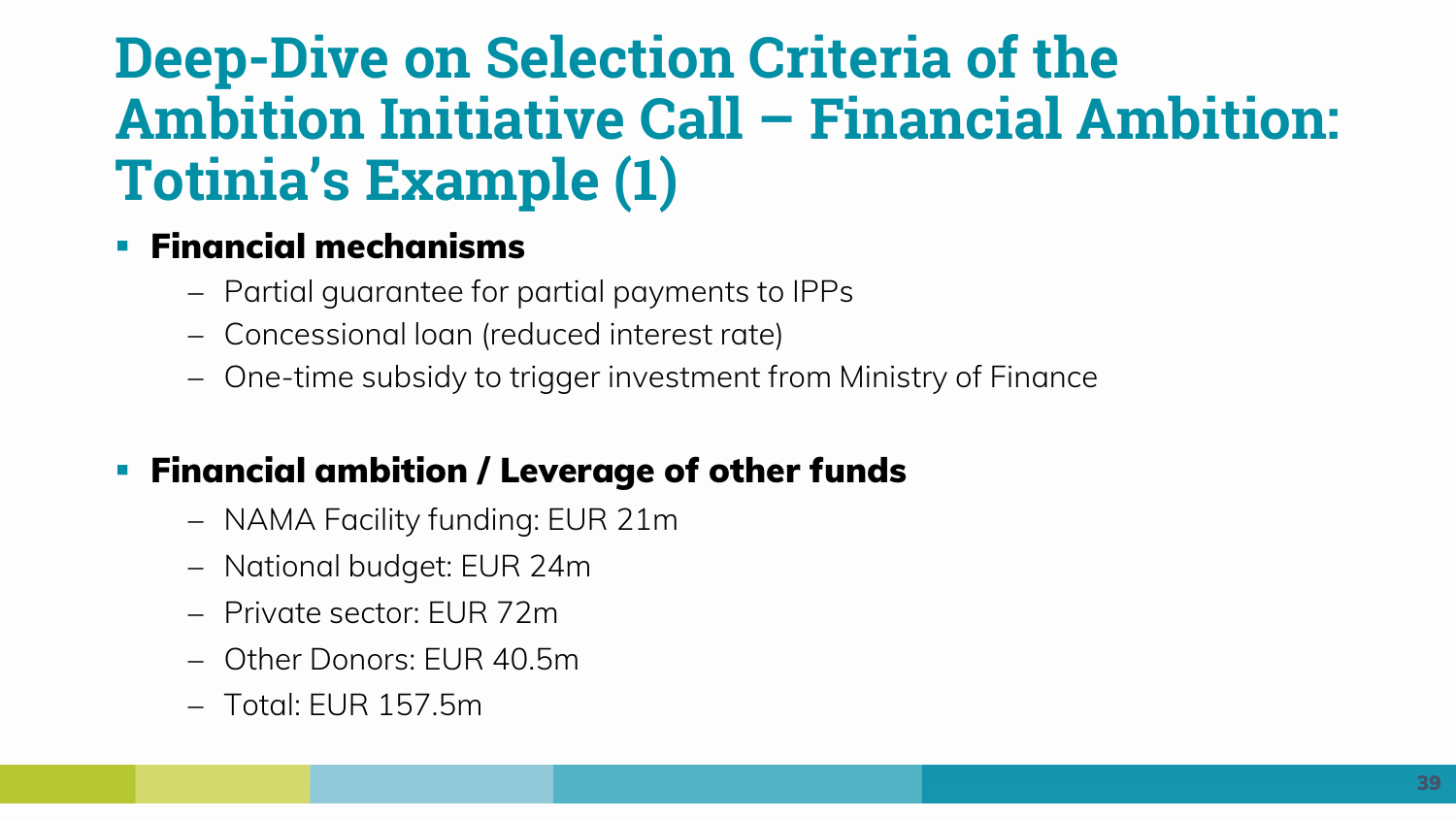# Deep-Dive on Selection Criteria of the Ambition Initiative Call – Financial Ambition: Totinia's Example (1)

- **Financial mechanisms**
  - Partial guarantee for partial payments to IPPs
  - Concessional loan (reduced interest rate)
  - One-time subsidy to trigger investment from Ministry of Finance

- **Financial ambition / Leverage of other funds**
  - NAMA Facility funding: EUR 21m
  - National budget: EUR 24m
  - Private sector: EUR 72m
  - Other Donors: EUR 40.5m
  - Total: EUR 157.5m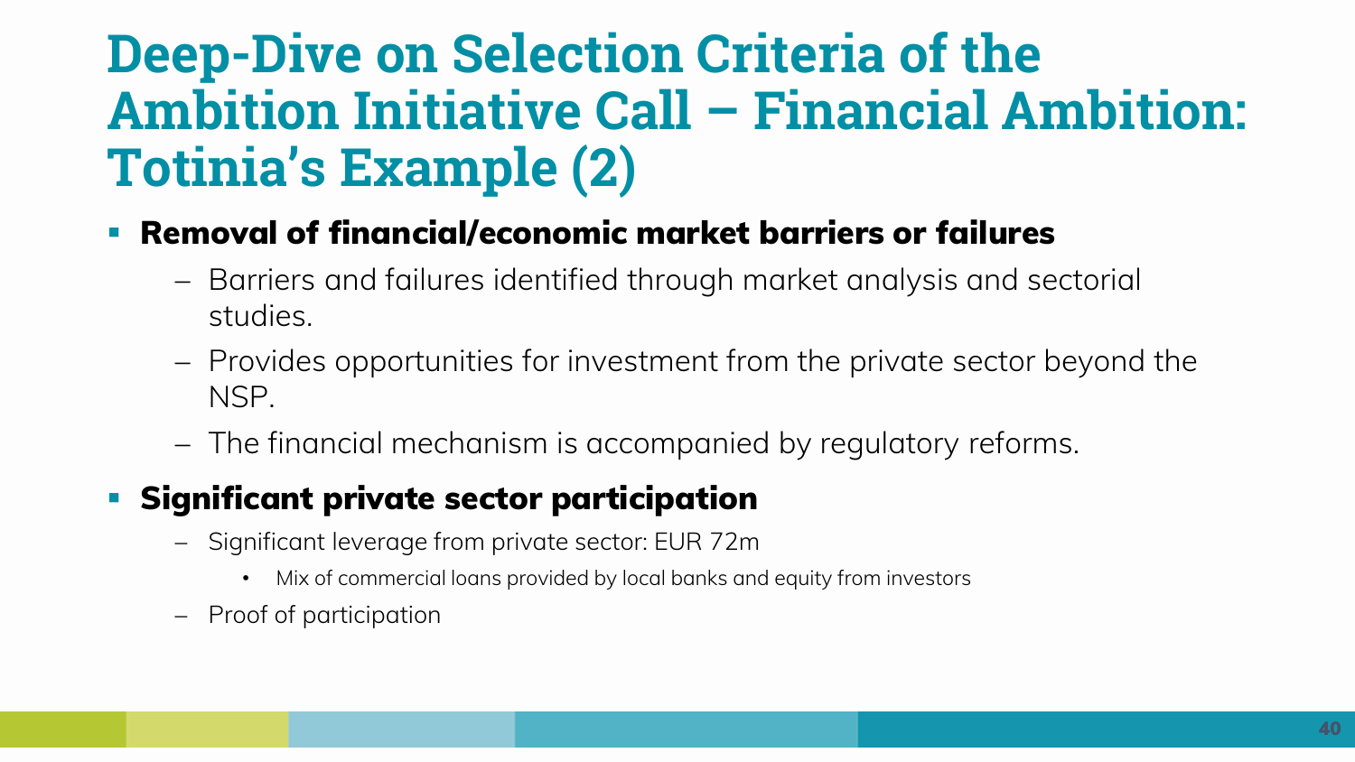# Deep-Dive on Selection Criteria of the Ambition Initiative Call – Financial Ambition: Totinia's Example (2)

- **Removal of financial/economic market barriers or failures**
  - Barriers and failures identified through market analysis and sectorial studies.
  - Provides opportunities for investment from the private sector beyond the NSP.
  - The financial mechanism is accompanied by regulatory reforms.
- **Significant private sector participation**
  - Significant leverage from private sector: EUR 72m
    - Mix of commercial loans provided by local banks and equity from investors
  - Proof of participation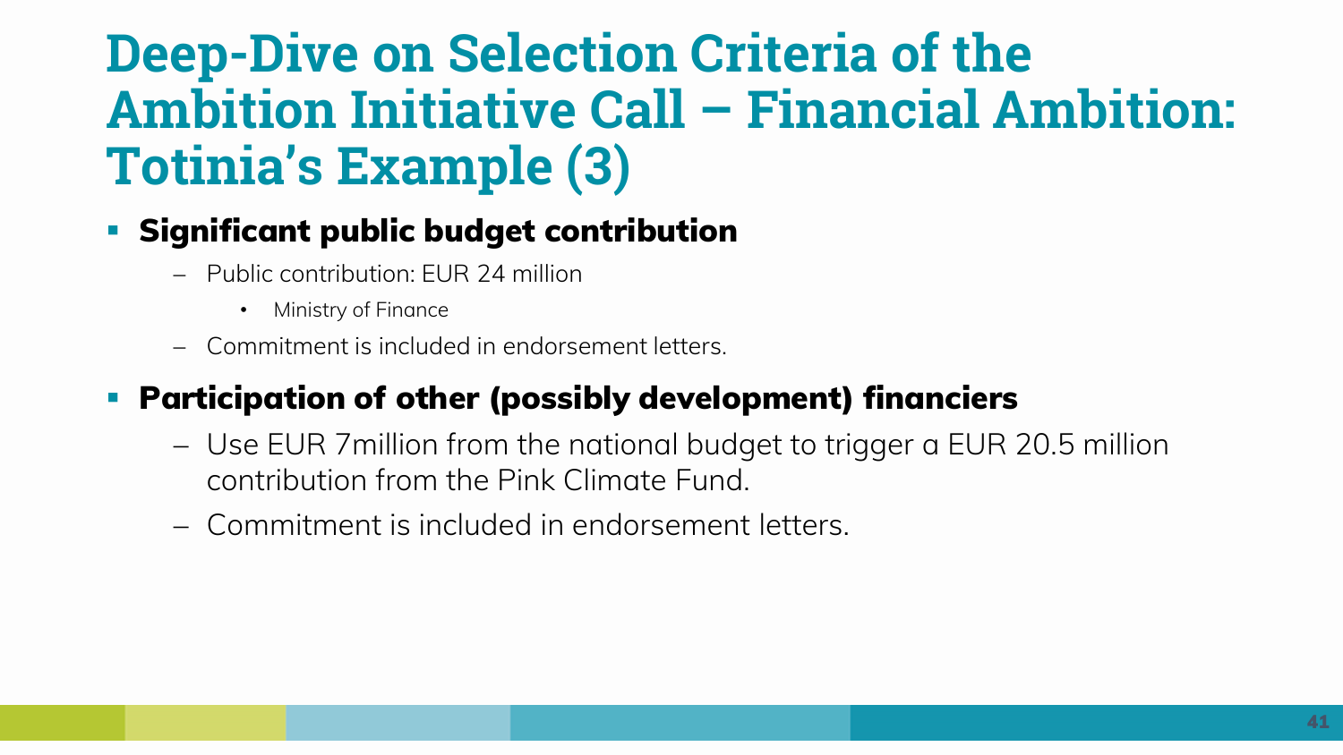# Deep-Dive on Selection Criteria of the Ambition Initiative Call – Financial Ambition: Totinia's Example (3)

- **Significant public budget contribution**
  - Public contribution: EUR 24 million
    - Ministry of Finance
  - Commitment is included in endorsement letters.
- **Participation of other (possibly development) financiers**
  - Use EUR 7million from the national budget to trigger a EUR 20.5 million contribution from the Pink Climate Fund.
  - Commitment is included in endorsement letters.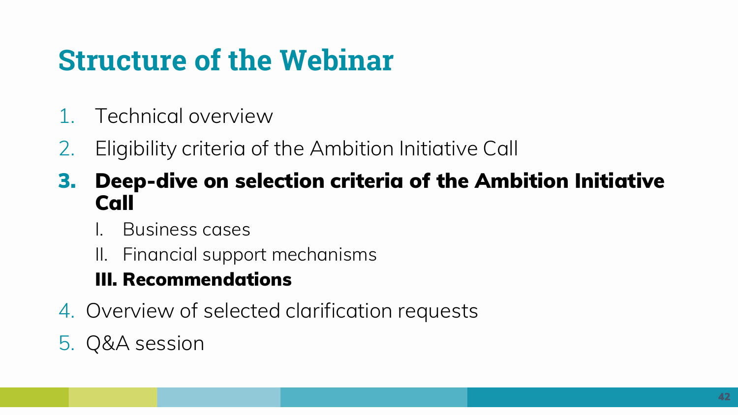# Structure of the Webinar

1. Technical overview
2. Eligibility criteria of the Ambition Initiative Call
3. **Deep-dive on selection criteria of the Ambition Initiative Call**
   I. Business cases
   II. Financial support mechanisms
   **III. Recommendations**
4. Overview of selected clarification requests
5. Q&A session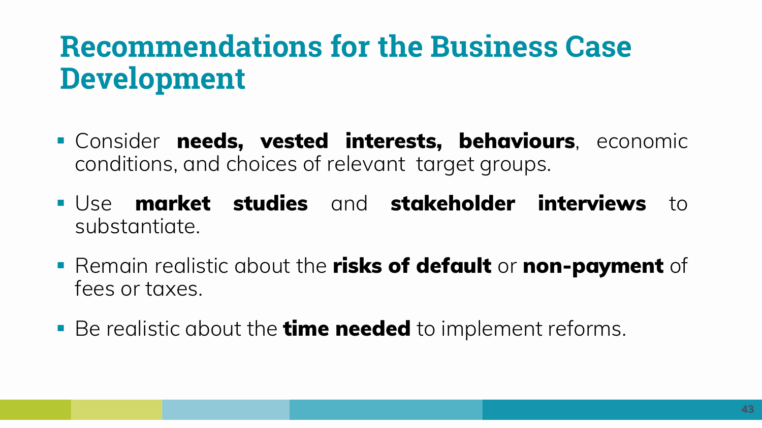# Recommendations for the Business Case Development

- Consider **needs, vested interests, behaviours**, economic conditions, and choices of relevant target groups.
- Use **market studies** and **stakeholder interviews** to substantiate.
- Remain realistic about the **risks of default** or **non-payment** of fees or taxes.
- Be realistic about the **time needed** to implement reforms.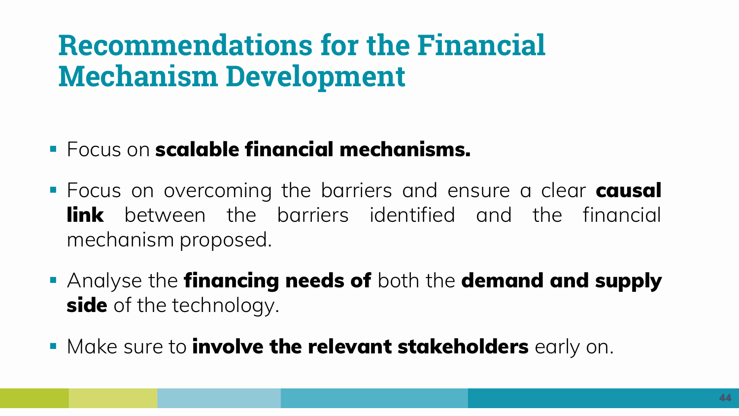# Recommendations for the Financial Mechanism Development

- Focus on **scalable financial mechanisms.**
- Focus on overcoming the barriers and ensure a clear **causal link** between the barriers identified and the financial mechanism proposed.
- Analyse the **financing needs of** both the **demand and supply side** of the technology.
- Make sure to **involve the relevant stakeholders** early on.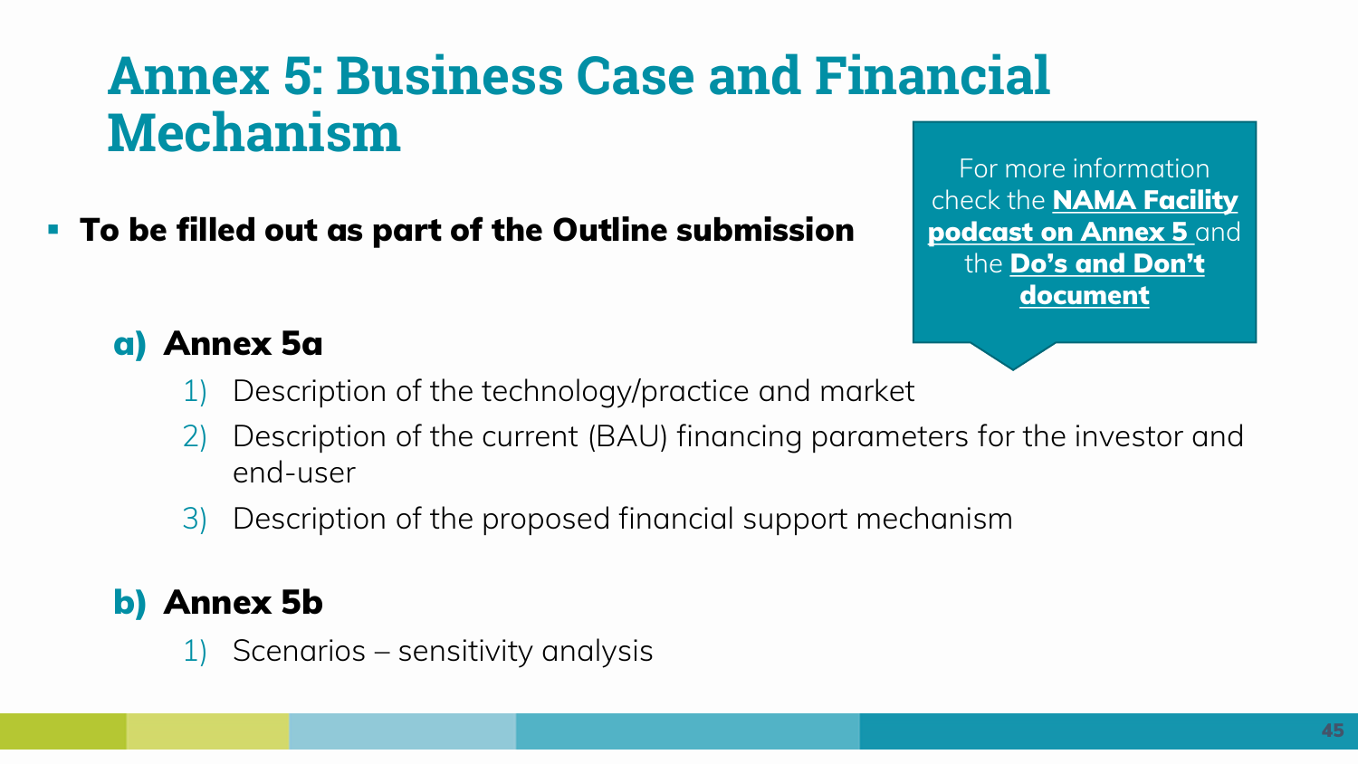# Annex 5: Business Case and Financial Mechanism

- **To be filled out as part of the Outline submission**

For more information check the **NAMA Facility podcast on Annex 5** and the **Do's and Don't document**

**a) Annex 5a**

1) Description of the technology/practice and market
2) Description of the current (BAU) financing parameters for the investor and end-user
3) Description of the proposed financial support mechanism

**b) Annex 5b**

1) Scenarios – sensitivity analysis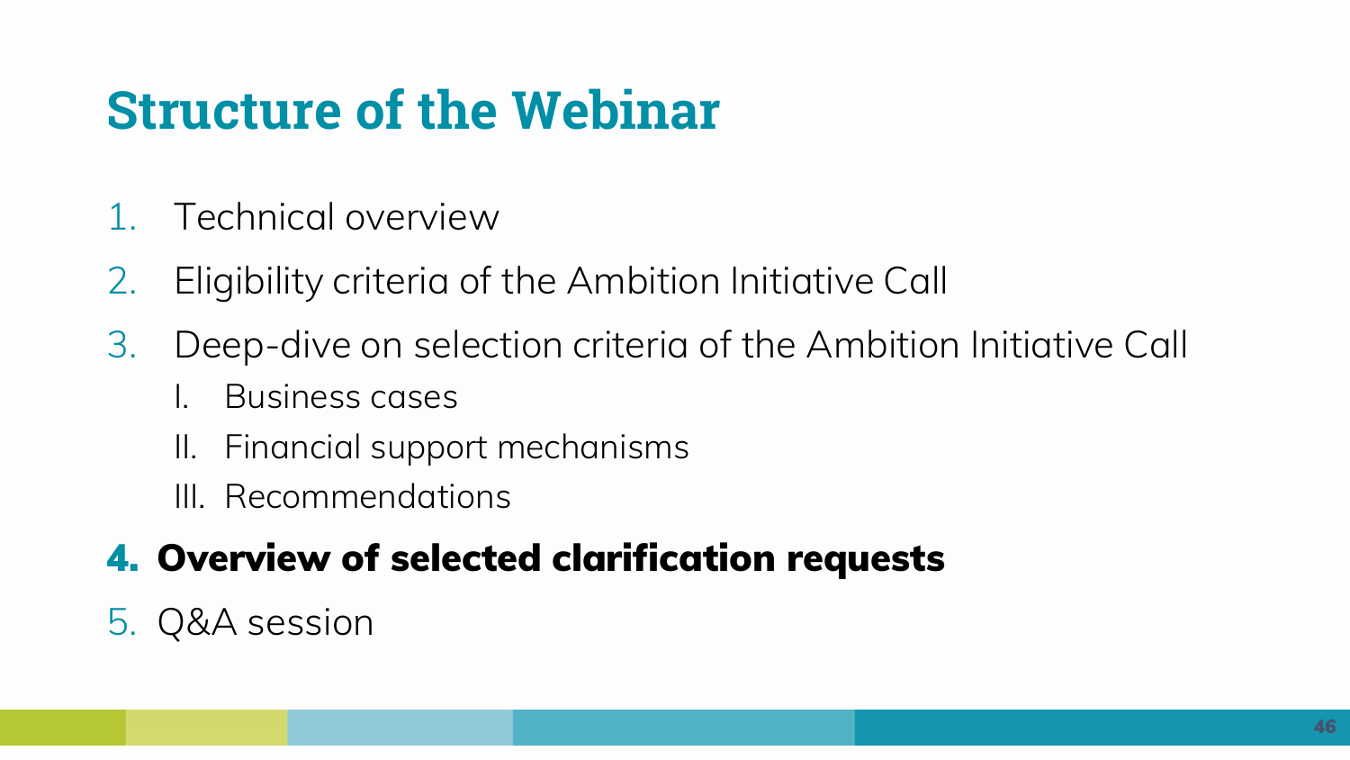# Structure of the Webinar

1. Technical overview
2. Eligibility criteria of the Ambition Initiative Call
3. Deep-dive on selection criteria of the Ambition Initiative Call
   I. Business cases
   II. Financial support mechanisms
   III. Recommendations
4. **Overview of selected clarification requests**
5. Q&A session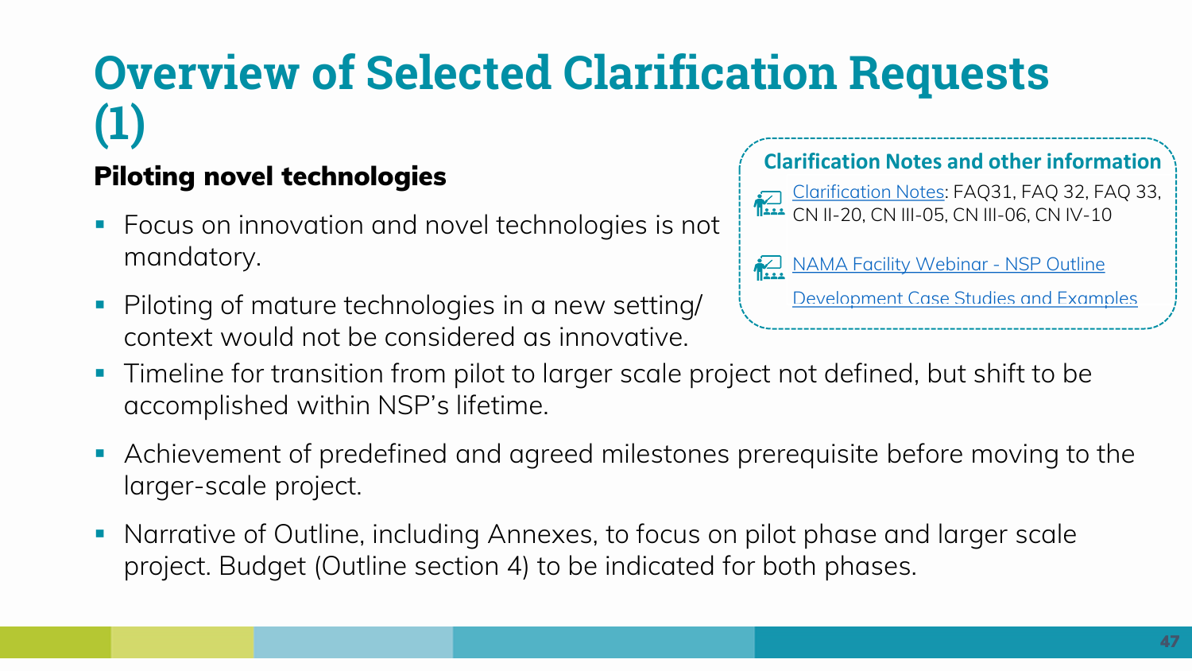# Overview of Selected Clarification Requests (1)

## Piloting novel technologies

- Focus on innovation and novel technologies is not mandatory.
- Piloting of mature technologies in a new setting/ context would not be considered as innovative.
- Timeline for transition from pilot to larger scale project not defined, but shift to be accomplished within NSP's lifetime.
- Achievement of predefined and agreed milestones prerequisite before moving to the larger-scale project.
- Narrative of Outline, including Annexes, to focus on pilot phase and larger scale project. Budget (Outline section 4) to be indicated for both phases.

**Clarification Notes and other information**

- Clarification Notes: FAQ31, FAQ 32, FAQ 33, CN II-20, CN III-05, CN III-06, CN IV-10
- NAMA Facility Webinar - NSP Outline Development Case Studies and Examples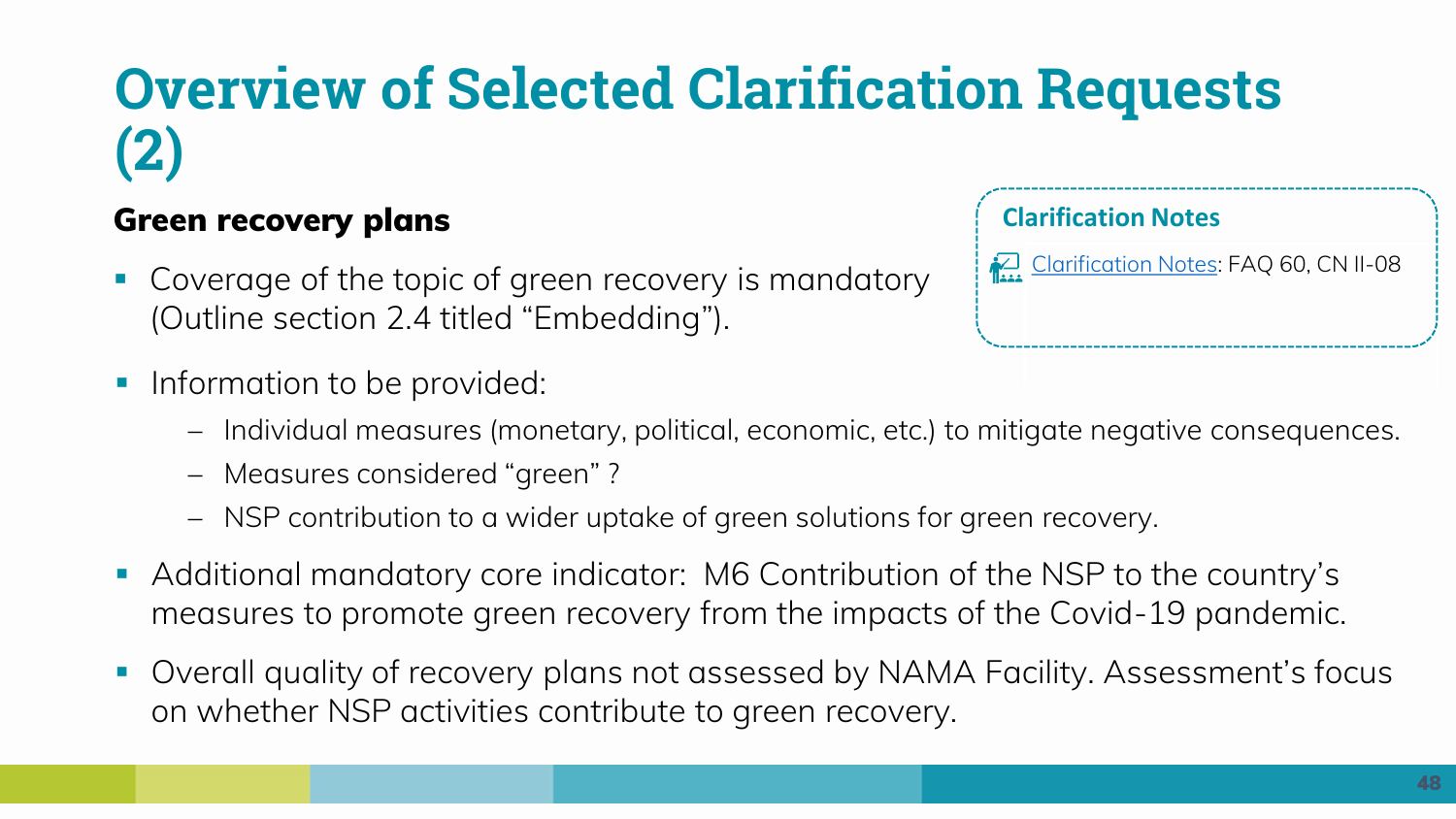# Overview of Selected Clarification Requests (2)

**Green recovery plans**

> **Clarification Notes**
>
> Clarification Notes: FAQ 60, CN II-08

- Coverage of the topic of green recovery is mandatory (Outline section 2.4 titled "Embedding").
- Information to be provided:
  - Individual measures (monetary, political, economic, etc.) to mitigate negative consequences.
  - Measures considered "green" ?
  - NSP contribution to a wider uptake of green solutions for green recovery.
- Additional mandatory core indicator: M6 Contribution of the NSP to the country's measures to promote green recovery from the impacts of the Covid-19 pandemic.
- Overall quality of recovery plans not assessed by NAMA Facility. Assessment's focus on whether NSP activities contribute to green recovery.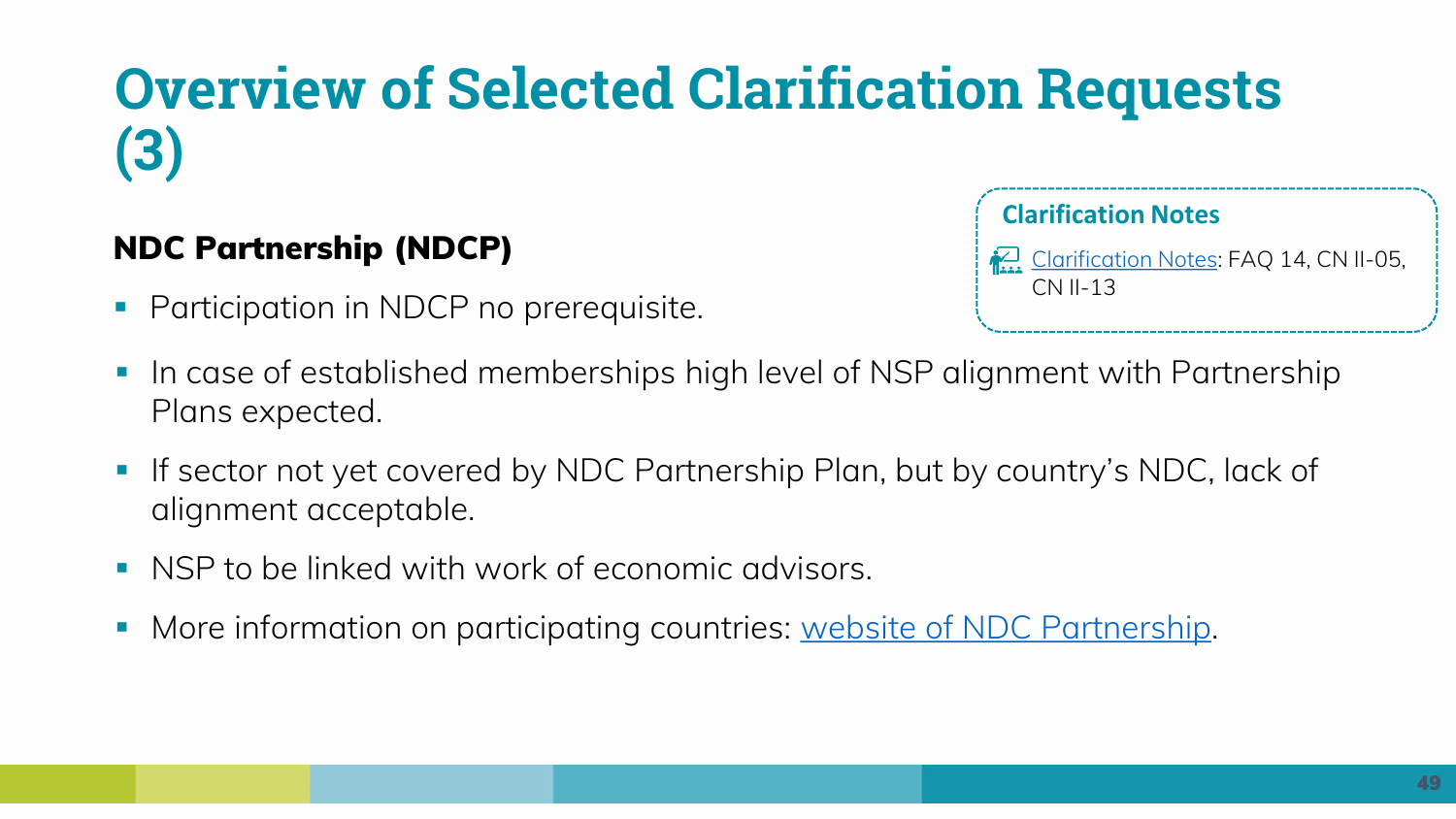# Overview of Selected Clarification Requests (3)

## NDC Partnership (NDCP)

- Participation in NDCP no prerequisite.
- In case of established memberships high level of NSP alignment with Partnership Plans expected.
- If sector not yet covered by NDC Partnership Plan, but by country's NDC, lack of alignment acceptable.
- NSP to be linked with work of economic advisors.
- More information on participating countries: website of NDC Partnership.

**Clarification Notes**

Clarification Notes: FAQ 14, CN II-05, CN II-13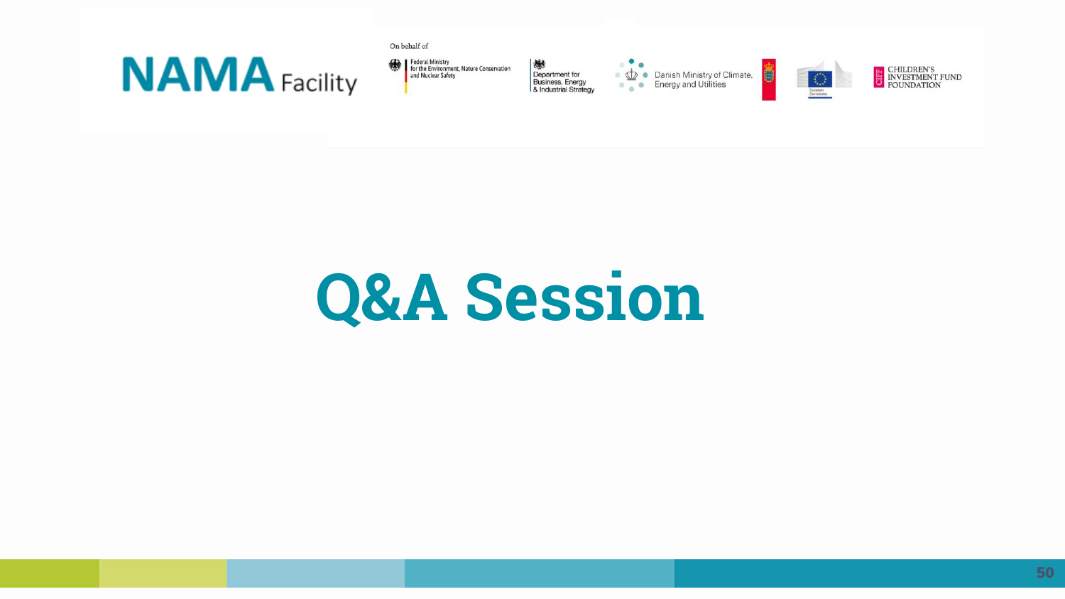# Q&A Session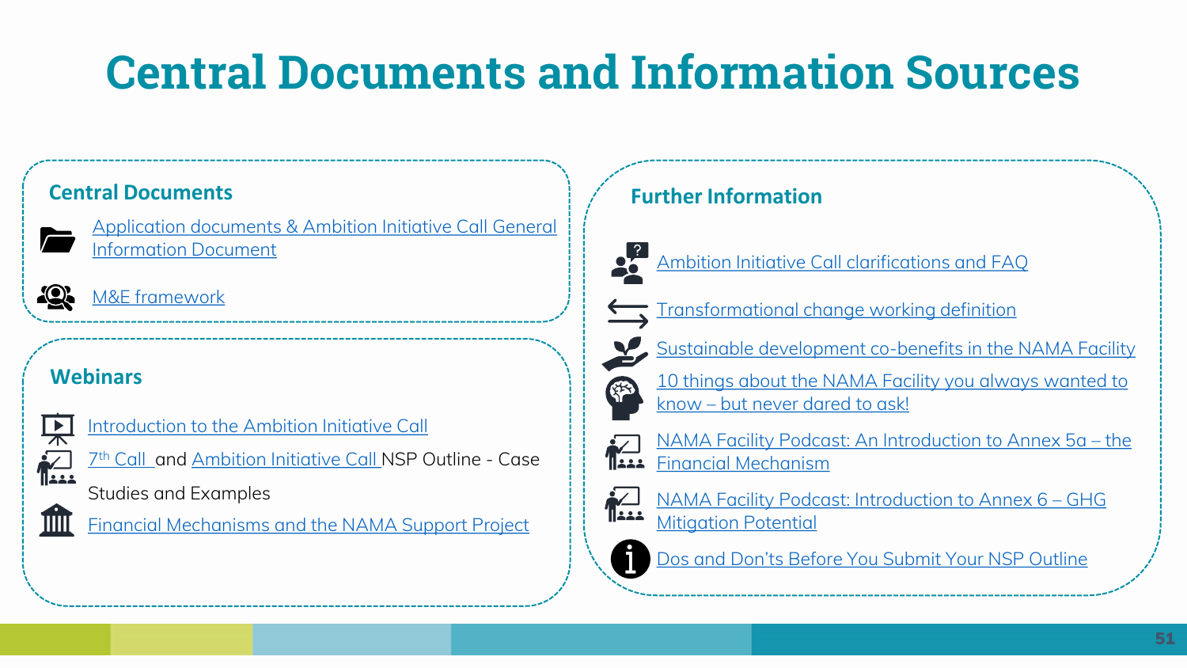# Central Documents and Information Sources

## Central Documents

- Application documents & Ambition Initiative Call General Information Document
- M&E framework

## Webinars

- Introduction to the Ambition Initiative Call
- 7th Call and Ambition Initiative Call NSP Outline - Case Studies and Examples
- Financial Mechanisms and the NAMA Support Project

## Further Information

- Ambition Initiative Call clarifications and FAQ
- Transformational change working definition
- Sustainable development co-benefits in the NAMA Facility
- 10 things about the NAMA Facility you always wanted to know – but never dared to ask!
- NAMA Facility Podcast: An Introduction to Annex 5a – the Financial Mechanism
- NAMA Facility Podcast: Introduction to Annex 6 – GHG Mitigation Potential
- Dos and Don'ts Before You Submit Your NSP Outline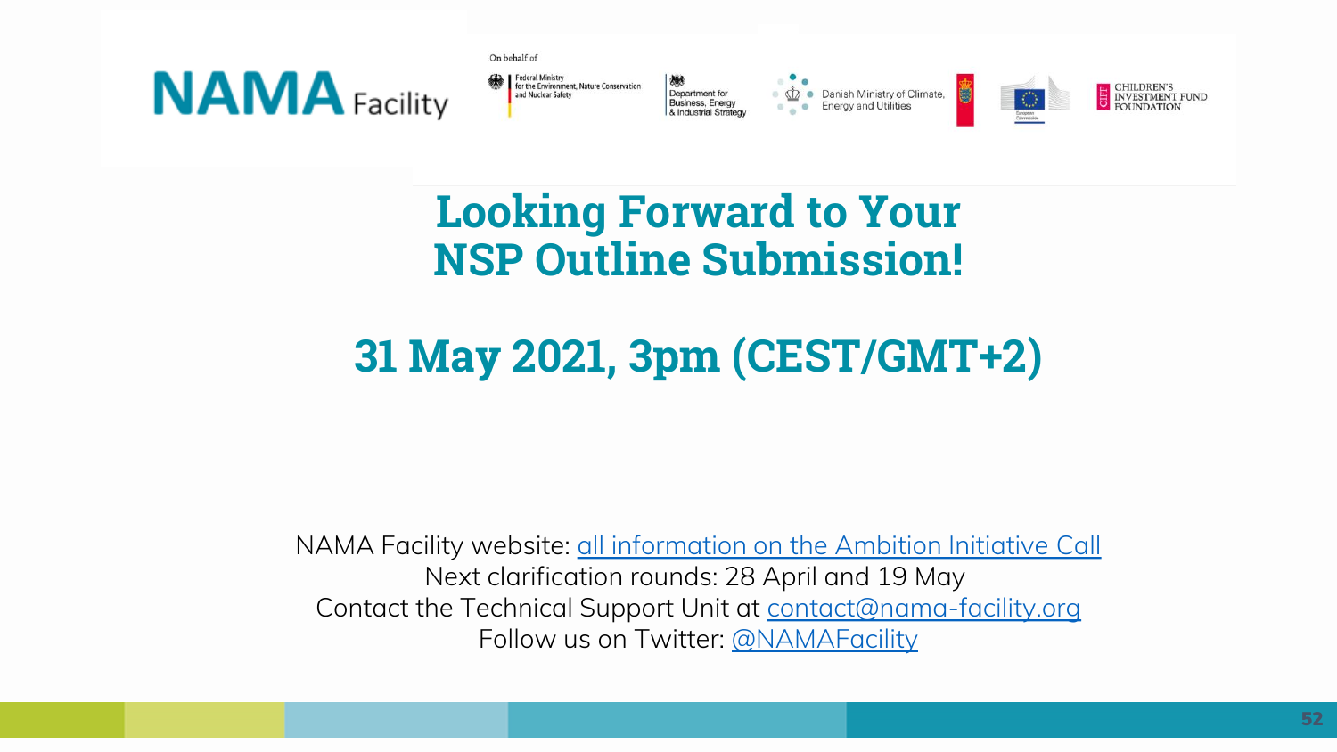NAMA Facility

On behalf of

Federal Ministry for the Environment, Nature Conservation and Nuclear Safety

Department for Business, Energy & Industrial Strategy

Danish Ministry of Climate, Energy and Utilities

CHILDREN'S INVESTMENT FUND FOUNDATION

# Looking Forward to Your NSP Outline Submission!

# 31 May 2021, 3pm (CEST/GMT+2)

NAMA Facility website: [all information on the Ambition Initiative Call]
Next clarification rounds: 28 April and 19 May
Contact the Technical Support Unit at contact@nama-facility.org
Follow us on Twitter: @NAMAFacility